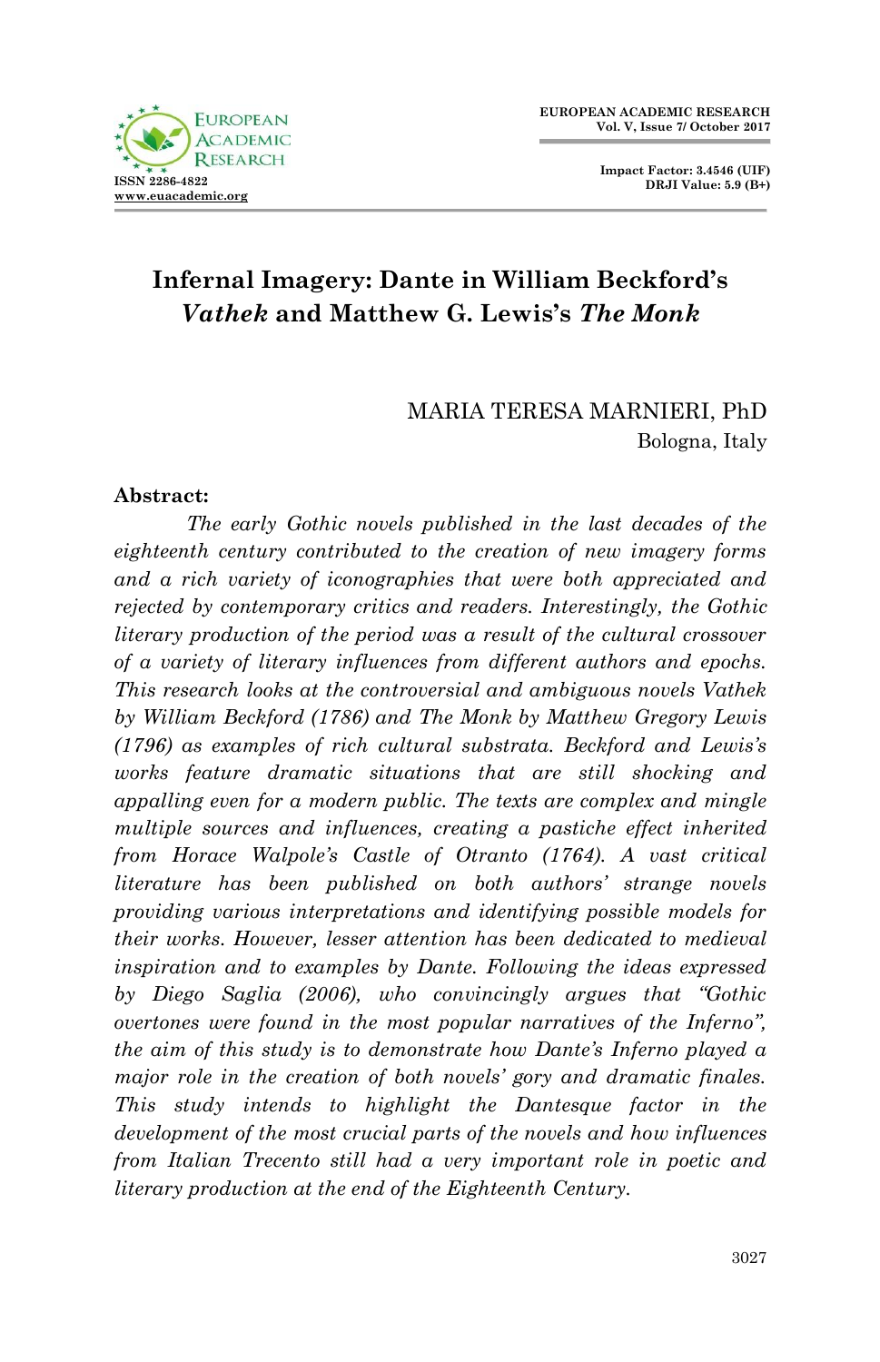# Infernal Imagery: Dante in William Beckford's *Vathek* and Matthew G. Lewis's *The Monk*

MARIA TERESA MARNIERI, PhD
Bologna, Italy

**Abstract:**

*The early Gothic novels published in the last decades of the eighteenth century contributed to the creation of new imagery forms and a rich variety of iconographies that were both appreciated and rejected by contemporary critics and readers. Interestingly, the Gothic literary production of the period was a result of the cultural crossover of a variety of literary influences from different authors and epochs. This research looks at the controversial and ambiguous novels Vathek by William Beckford (1786) and The Monk by Matthew Gregory Lewis (1796) as examples of rich cultural substrata. Beckford and Lewis's works feature dramatic situations that are still shocking and appalling even for a modern public. The texts are complex and mingle multiple sources and influences, creating a pastiche effect inherited from Horace Walpole's Castle of Otranto (1764). A vast critical literature has been published on both authors' strange novels providing various interpretations and identifying possible models for their works. However, lesser attention has been dedicated to medieval inspiration and to examples by Dante. Following the ideas expressed by Diego Saglia (2006), who convincingly argues that "Gothic overtones were found in the most popular narratives of the Inferno", the aim of this study is to demonstrate how Dante's Inferno played a major role in the creation of both novels' gory and dramatic finales. This study intends to highlight the Dantesque factor in the development of the most crucial parts of the novels and how influences from Italian Trecento still had a very important role in poetic and literary production at the end of the Eighteenth Century.*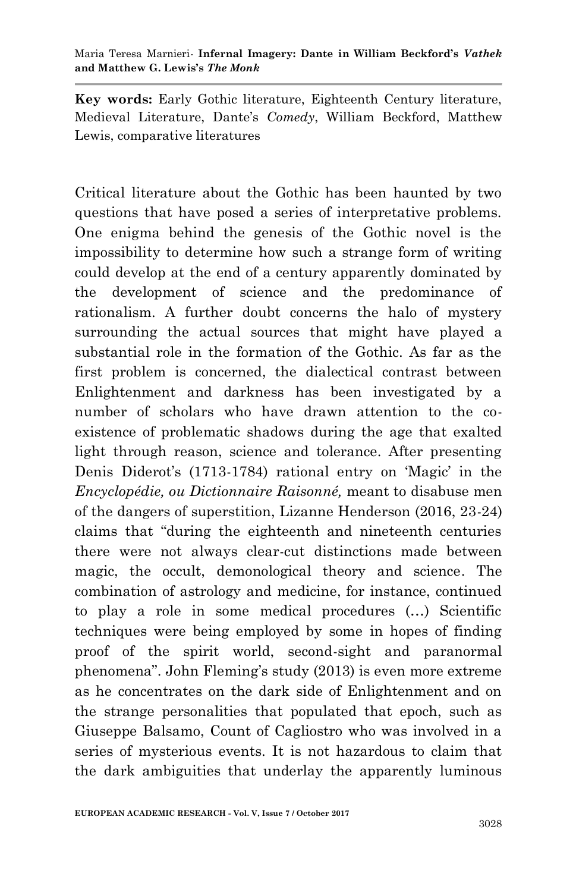**Key words:** Early Gothic literature, Eighteenth Century literature, Medieval Literature, Dante's *Comedy*, William Beckford, Matthew Lewis, comparative literatures

Critical literature about the Gothic has been haunted by two questions that have posed a series of interpretative problems. One enigma behind the genesis of the Gothic novel is the impossibility to determine how such a strange form of writing could develop at the end of a century apparently dominated by the development of science and the predominance of rationalism. A further doubt concerns the halo of mystery surrounding the actual sources that might have played a substantial role in the formation of the Gothic. As far as the first problem is concerned, the dialectical contrast between Enlightenment and darkness has been investigated by a number of scholars who have drawn attention to the co-existence of problematic shadows during the age that exalted light through reason, science and tolerance. After presenting Denis Diderot's (1713-1784) rational entry on 'Magic' in the *Encyclopédie, ou Dictionnaire Raisonné,* meant to disabuse men of the dangers of superstition, Lizanne Henderson (2016, 23-24) claims that "during the eighteenth and nineteenth centuries there were not always clear-cut distinctions made between magic, the occult, demonological theory and science. The combination of astrology and medicine, for instance, continued to play a role in some medical procedures (…) Scientific techniques were being employed by some in hopes of finding proof of the spirit world, second-sight and paranormal phenomena". John Fleming's study (2013) is even more extreme as he concentrates on the dark side of Enlightenment and on the strange personalities that populated that epoch, such as Giuseppe Balsamo, Count of Cagliostro who was involved in a series of mysterious events. It is not hazardous to claim that the dark ambiguities that underlay the apparently luminous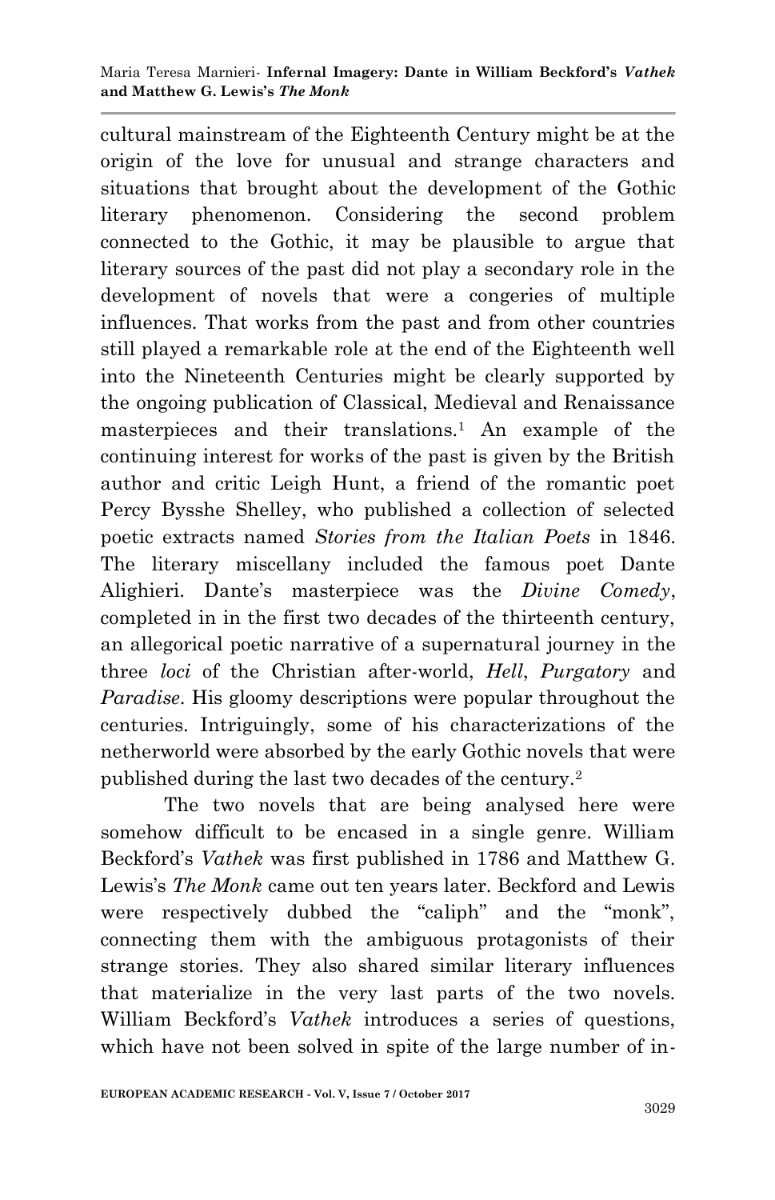cultural mainstream of the Eighteenth Century might be at the origin of the love for unusual and strange characters and situations that brought about the development of the Gothic literary phenomenon. Considering the second problem connected to the Gothic, it may be plausible to argue that literary sources of the past did not play a secondary role in the development of novels that were a congeries of multiple influences. That works from the past and from other countries still played a remarkable role at the end of the Eighteenth well into the Nineteenth Centuries might be clearly supported by the ongoing publication of Classical, Medieval and Renaissance masterpieces and their translations.[1] An example of the continuing interest for works of the past is given by the British author and critic Leigh Hunt, a friend of the romantic poet Percy Bysshe Shelley, who published a collection of selected poetic extracts named *Stories from the Italian Poets* in 1846. The literary miscellany included the famous poet Dante Alighieri. Dante's masterpiece was the *Divine Comedy*, completed in in the first two decades of the thirteenth century, an allegorical poetic narrative of a supernatural journey in the three *loci* of the Christian after-world, *Hell*, *Purgatory* and *Paradise*. His gloomy descriptions were popular throughout the centuries. Intriguingly, some of his characterizations of the netherworld were absorbed by the early Gothic novels that were published during the last two decades of the century.[2]

The two novels that are being analysed here were somehow difficult to be encased in a single genre. William Beckford's *Vathek* was first published in 1786 and Matthew G. Lewis's *The Monk* came out ten years later. Beckford and Lewis were respectively dubbed the "caliph" and the "monk", connecting them with the ambiguous protagonists of their strange stories. They also shared similar literary influences that materialize in the very last parts of the two novels. William Beckford's *Vathek* introduces a series of questions, which have not been solved in spite of the large number of in-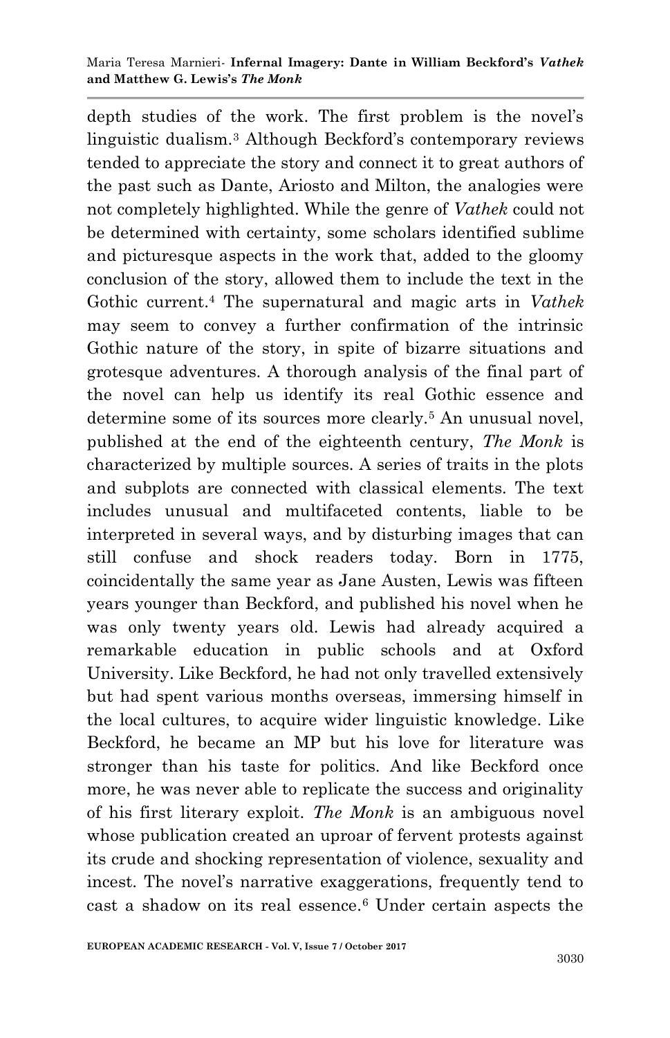depth studies of the work. The first problem is the novel's linguistic dualism.[3] Although Beckford's contemporary reviews tended to appreciate the story and connect it to great authors of the past such as Dante, Ariosto and Milton, the analogies were not completely highlighted. While the genre of *Vathek* could not be determined with certainty, some scholars identified sublime and picturesque aspects in the work that, added to the gloomy conclusion of the story, allowed them to include the text in the Gothic current.[4] The supernatural and magic arts in *Vathek* may seem to convey a further confirmation of the intrinsic Gothic nature of the story, in spite of bizarre situations and grotesque adventures. A thorough analysis of the final part of the novel can help us identify its real Gothic essence and determine some of its sources more clearly.[5] An unusual novel, published at the end of the eighteenth century, *The Monk* is characterized by multiple sources. A series of traits in the plots and subplots are connected with classical elements. The text includes unusual and multifaceted contents, liable to be interpreted in several ways, and by disturbing images that can still confuse and shock readers today. Born in 1775, coincidentally the same year as Jane Austen, Lewis was fifteen years younger than Beckford, and published his novel when he was only twenty years old. Lewis had already acquired a remarkable education in public schools and at Oxford University. Like Beckford, he had not only travelled extensively but had spent various months overseas, immersing himself in the local cultures, to acquire wider linguistic knowledge. Like Beckford, he became an MP but his love for literature was stronger than his taste for politics. And like Beckford once more, he was never able to replicate the success and originality of his first literary exploit. *The Monk* is an ambiguous novel whose publication created an uproar of fervent protests against its crude and shocking representation of violence, sexuality and incest. The novel's narrative exaggerations, frequently tend to cast a shadow on its real essence.[6] Under certain aspects the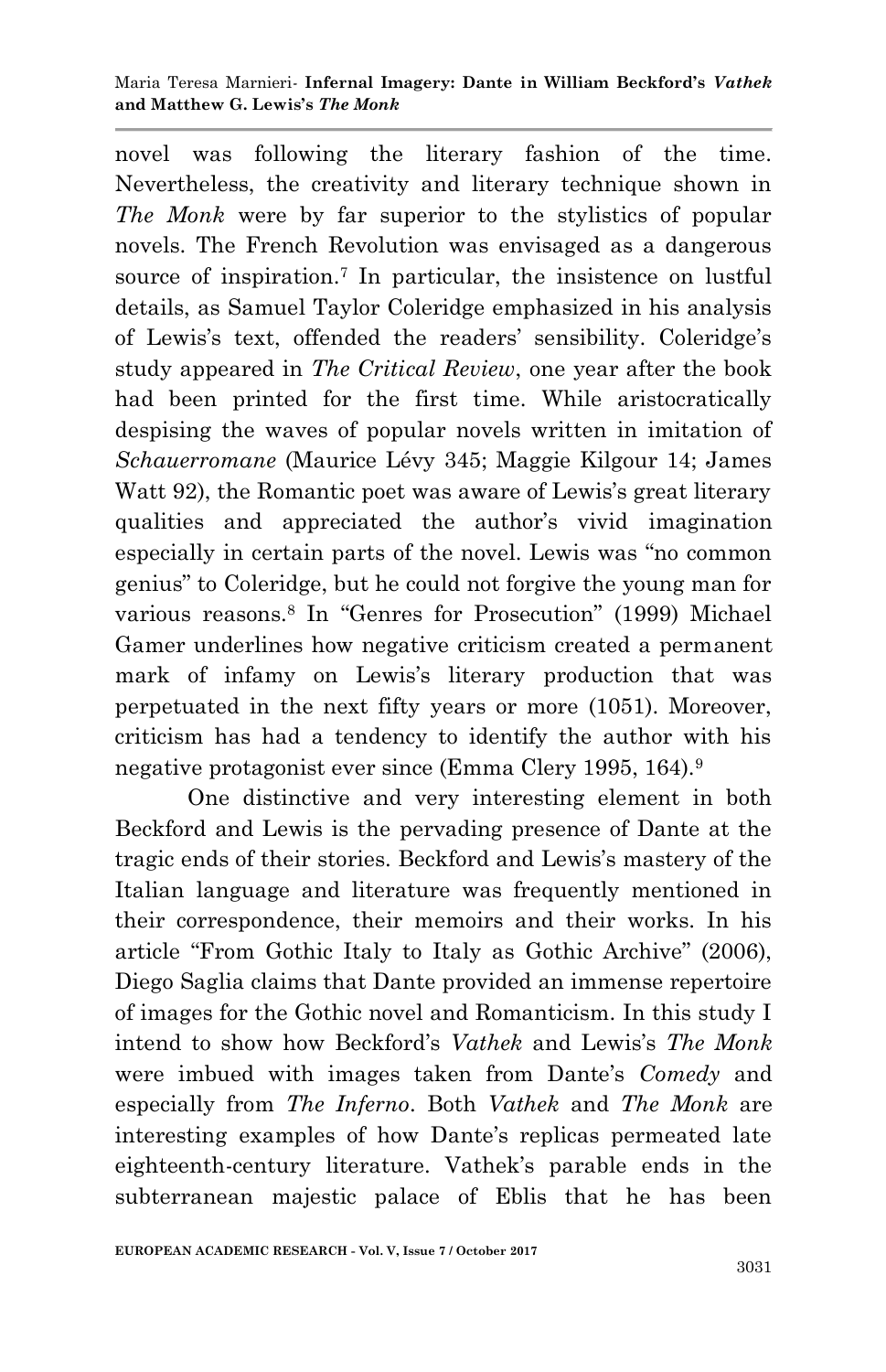novel was following the literary fashion of the time. Nevertheless, the creativity and literary technique shown in *The Monk* were by far superior to the stylistics of popular novels. The French Revolution was envisaged as a dangerous source of inspiration.[7] In particular, the insistence on lustful details, as Samuel Taylor Coleridge emphasized in his analysis of Lewis's text, offended the readers' sensibility. Coleridge's study appeared in *The Critical Review*, one year after the book had been printed for the first time. While aristocratically despising the waves of popular novels written in imitation of *Schauerromane* (Maurice Lévy 345; Maggie Kilgour 14; James Watt 92), the Romantic poet was aware of Lewis's great literary qualities and appreciated the author's vivid imagination especially in certain parts of the novel. Lewis was "no common genius" to Coleridge, but he could not forgive the young man for various reasons.[8] In "Genres for Prosecution" (1999) Michael Gamer underlines how negative criticism created a permanent mark of infamy on Lewis's literary production that was perpetuated in the next fifty years or more (1051). Moreover, criticism has had a tendency to identify the author with his negative protagonist ever since (Emma Clery 1995, 164).[9]

One distinctive and very interesting element in both Beckford and Lewis is the pervading presence of Dante at the tragic ends of their stories. Beckford and Lewis's mastery of the Italian language and literature was frequently mentioned in their correspondence, their memoirs and their works. In his article "From Gothic Italy to Italy as Gothic Archive" (2006), Diego Saglia claims that Dante provided an immense repertoire of images for the Gothic novel and Romanticism. In this study I intend to show how Beckford's *Vathek* and Lewis's *The Monk* were imbued with images taken from Dante's *Comedy* and especially from *The Inferno*. Both *Vathek* and *The Monk* are interesting examples of how Dante's replicas permeated late eighteenth-century literature. Vathek's parable ends in the subterranean majestic palace of Eblis that he has been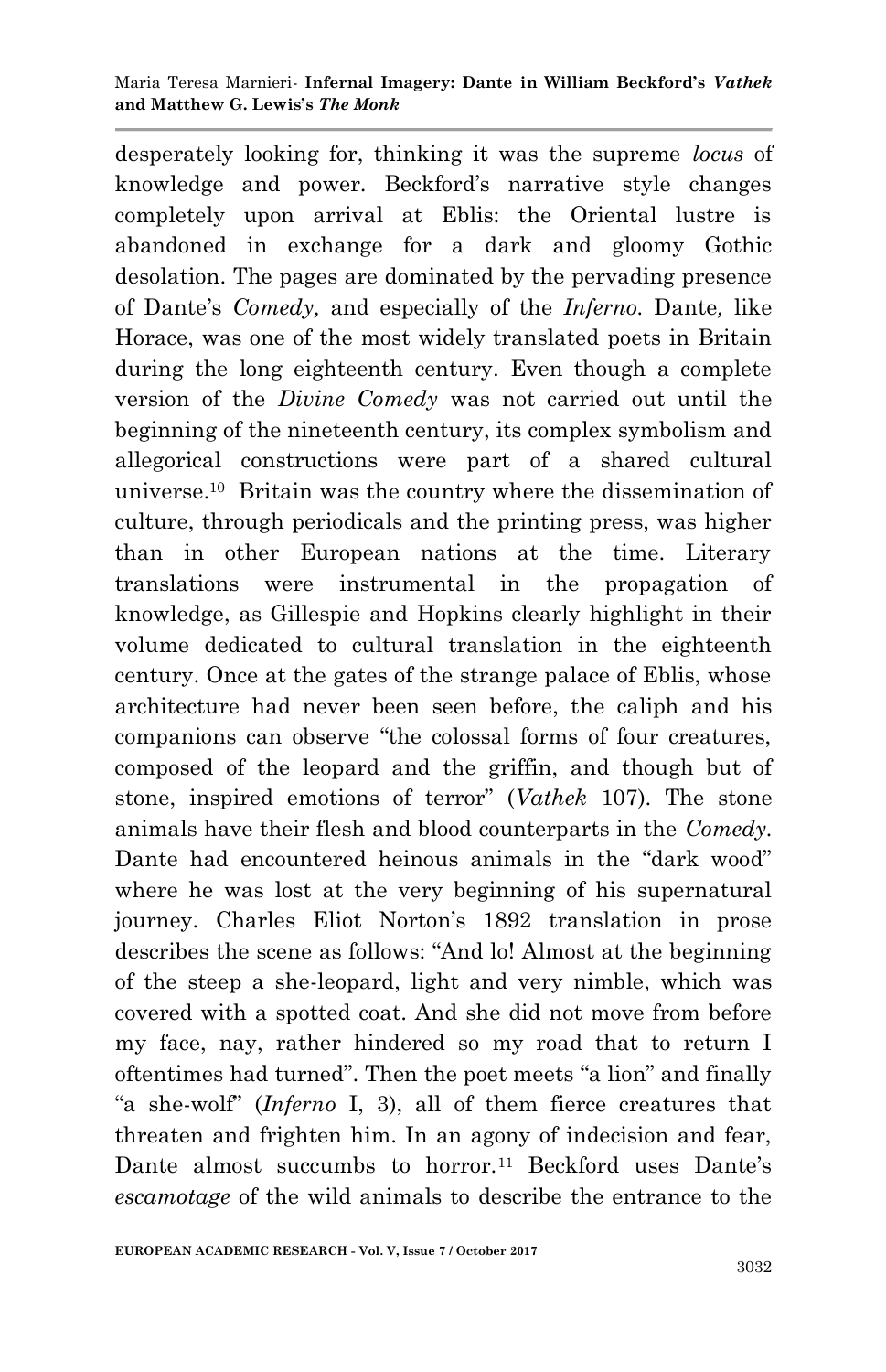desperately looking for, thinking it was the supreme *locus* of knowledge and power. Beckford's narrative style changes completely upon arrival at Eblis: the Oriental lustre is abandoned in exchange for a dark and gloomy Gothic desolation. The pages are dominated by the pervading presence of Dante's *Comedy,* and especially of the *Inferno.* Dante*,* like Horace, was one of the most widely translated poets in Britain during the long eighteenth century. Even though a complete version of the *Divine Comedy* was not carried out until the beginning of the nineteenth century, its complex symbolism and allegorical constructions were part of a shared cultural universe.[10] Britain was the country where the dissemination of culture, through periodicals and the printing press, was higher than in other European nations at the time. Literary translations were instrumental in the propagation of knowledge, as Gillespie and Hopkins clearly highlight in their volume dedicated to cultural translation in the eighteenth century. Once at the gates of the strange palace of Eblis, whose architecture had never been seen before, the caliph and his companions can observe "the colossal forms of four creatures, composed of the leopard and the griffin, and though but of stone, inspired emotions of terror" (*Vathek* 107). The stone animals have their flesh and blood counterparts in the *Comedy*. Dante had encountered heinous animals in the "dark wood" where he was lost at the very beginning of his supernatural journey. Charles Eliot Norton's 1892 translation in prose describes the scene as follows: "And lo! Almost at the beginning of the steep a she-leopard, light and very nimble, which was covered with a spotted coat. And she did not move from before my face, nay, rather hindered so my road that to return I oftentimes had turned". Then the poet meets "a lion" and finally "a she-wolf" (*Inferno* I, 3), all of them fierce creatures that threaten and frighten him. In an agony of indecision and fear, Dante almost succumbs to horror.[11] Beckford uses Dante's *escamotage* of the wild animals to describe the entrance to the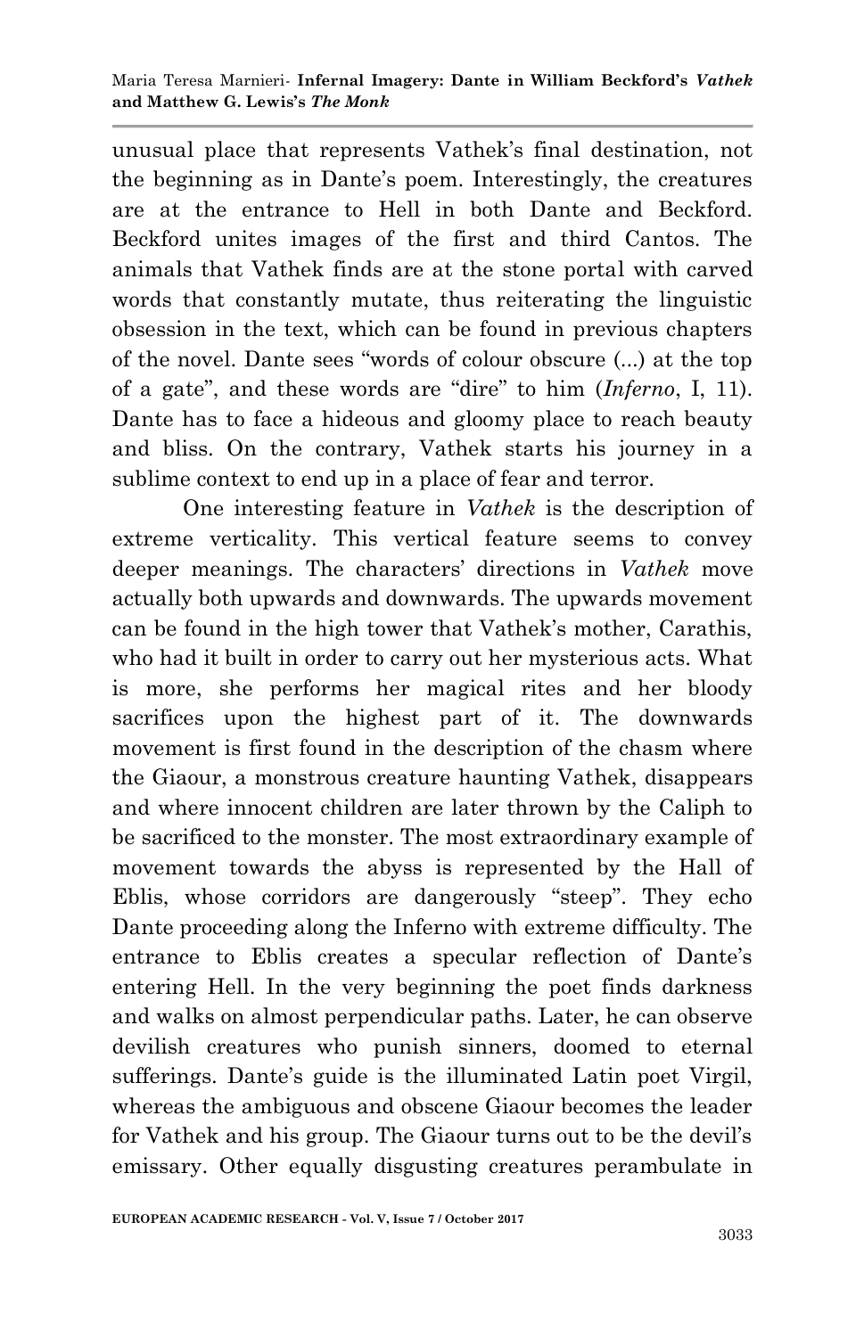unusual place that represents Vathek's final destination, not the beginning as in Dante's poem. Interestingly, the creatures are at the entrance to Hell in both Dante and Beckford. Beckford unites images of the first and third Cantos. The animals that Vathek finds are at the stone portal with carved words that constantly mutate, thus reiterating the linguistic obsession in the text, which can be found in previous chapters of the novel. Dante sees "words of colour obscure (...) at the top of a gate", and these words are "dire" to him (*Inferno*, I, 11). Dante has to face a hideous and gloomy place to reach beauty and bliss. On the contrary, Vathek starts his journey in a sublime context to end up in a place of fear and terror.

One interesting feature in *Vathek* is the description of extreme verticality. This vertical feature seems to convey deeper meanings. The characters' directions in *Vathek* move actually both upwards and downwards. The upwards movement can be found in the high tower that Vathek's mother, Carathis, who had it built in order to carry out her mysterious acts. What is more, she performs her magical rites and her bloody sacrifices upon the highest part of it. The downwards movement is first found in the description of the chasm where the Giaour, a monstrous creature haunting Vathek, disappears and where innocent children are later thrown by the Caliph to be sacrificed to the monster. The most extraordinary example of movement towards the abyss is represented by the Hall of Eblis, whose corridors are dangerously "steep". They echo Dante proceeding along the Inferno with extreme difficulty. The entrance to Eblis creates a specular reflection of Dante's entering Hell. In the very beginning the poet finds darkness and walks on almost perpendicular paths. Later, he can observe devilish creatures who punish sinners, doomed to eternal sufferings. Dante's guide is the illuminated Latin poet Virgil, whereas the ambiguous and obscene Giaour becomes the leader for Vathek and his group. The Giaour turns out to be the devil's emissary. Other equally disgusting creatures perambulate in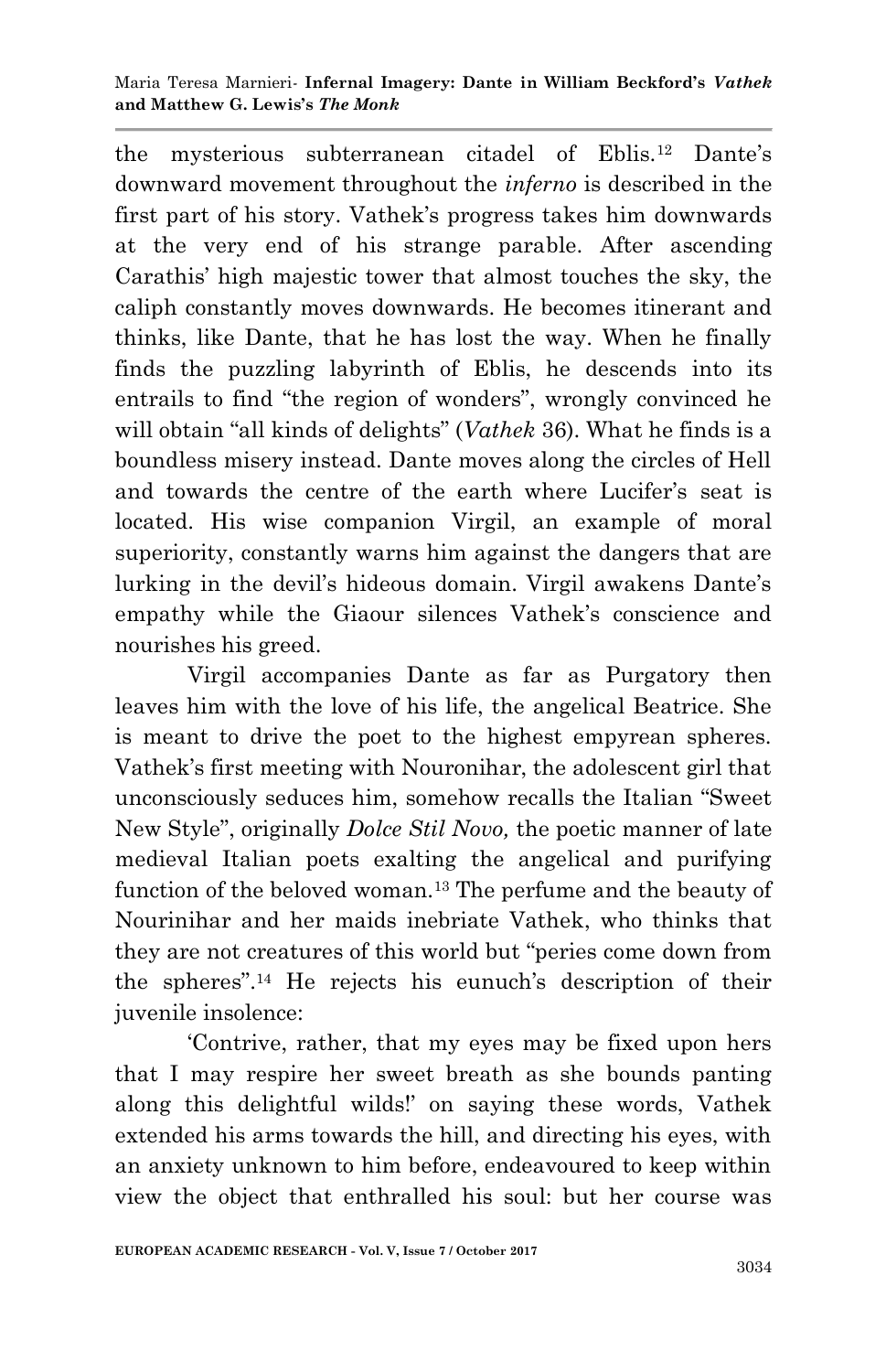the mysterious subterranean citadel of Eblis.[12] Dante's downward movement throughout the *inferno* is described in the first part of his story. Vathek's progress takes him downwards at the very end of his strange parable. After ascending Carathis' high majestic tower that almost touches the sky, the caliph constantly moves downwards. He becomes itinerant and thinks, like Dante, that he has lost the way. When he finally finds the puzzling labyrinth of Eblis, he descends into its entrails to find "the region of wonders", wrongly convinced he will obtain "all kinds of delights" (*Vathek* 36). What he finds is a boundless misery instead. Dante moves along the circles of Hell and towards the centre of the earth where Lucifer's seat is located. His wise companion Virgil, an example of moral superiority, constantly warns him against the dangers that are lurking in the devil's hideous domain. Virgil awakens Dante's empathy while the Giaour silences Vathek's conscience and nourishes his greed.

Virgil accompanies Dante as far as Purgatory then leaves him with the love of his life, the angelical Beatrice. She is meant to drive the poet to the highest empyrean spheres. Vathek's first meeting with Nouronihar, the adolescent girl that unconsciously seduces him, somehow recalls the Italian "Sweet New Style", originally *Dolce Stil Novo,* the poetic manner of late medieval Italian poets exalting the angelical and purifying function of the beloved woman.[13] The perfume and the beauty of Nourinihar and her maids inebriate Vathek, who thinks that they are not creatures of this world but "peries come down from the spheres".[14] He rejects his eunuch's description of their juvenile insolence:

'Contrive, rather, that my eyes may be fixed upon hers that I may respire her sweet breath as she bounds panting along this delightful wilds!' on saying these words, Vathek extended his arms towards the hill, and directing his eyes, with an anxiety unknown to him before, endeavoured to keep within view the object that enthralled his soul: but her course was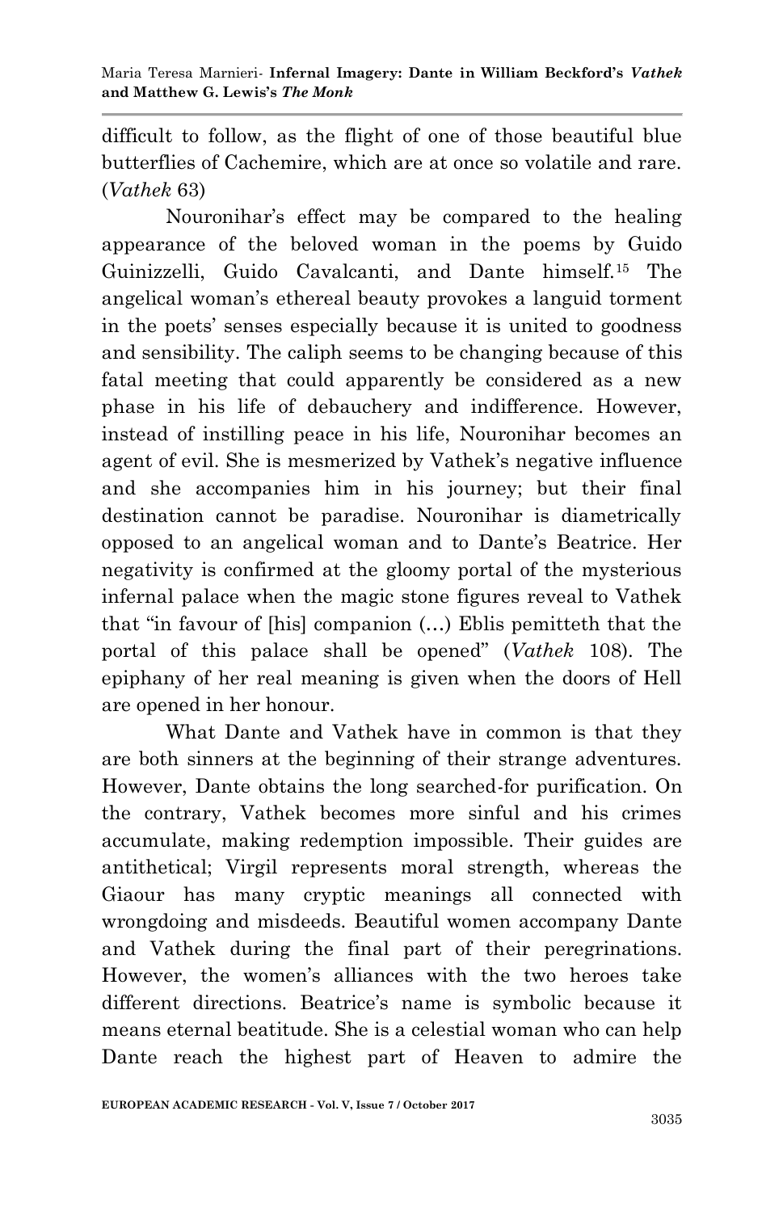difficult to follow, as the flight of one of those beautiful blue butterflies of Cachemire, which are at once so volatile and rare. (*Vathek* 63)

Nouronihar's effect may be compared to the healing appearance of the beloved woman in the poems by Guido Guinizzelli, Guido Cavalcanti, and Dante himself.[15] The angelical woman's ethereal beauty provokes a languid torment in the poets' senses especially because it is united to goodness and sensibility. The caliph seems to be changing because of this fatal meeting that could apparently be considered as a new phase in his life of debauchery and indifference. However, instead of instilling peace in his life, Nouronihar becomes an agent of evil. She is mesmerized by Vathek's negative influence and she accompanies him in his journey; but their final destination cannot be paradise. Nouronihar is diametrically opposed to an angelical woman and to Dante's Beatrice. Her negativity is confirmed at the gloomy portal of the mysterious infernal palace when the magic stone figures reveal to Vathek that "in favour of [his] companion (…) Eblis pemitteth that the portal of this palace shall be opened" (*Vathek* 108). The epiphany of her real meaning is given when the doors of Hell are opened in her honour.

What Dante and Vathek have in common is that they are both sinners at the beginning of their strange adventures. However, Dante obtains the long searched-for purification. On the contrary, Vathek becomes more sinful and his crimes accumulate, making redemption impossible. Their guides are antithetical; Virgil represents moral strength, whereas the Giaour has many cryptic meanings all connected with wrongdoing and misdeeds. Beautiful women accompany Dante and Vathek during the final part of their peregrinations. However, the women's alliances with the two heroes take different directions. Beatrice's name is symbolic because it means eternal beatitude. She is a celestial woman who can help Dante reach the highest part of Heaven to admire the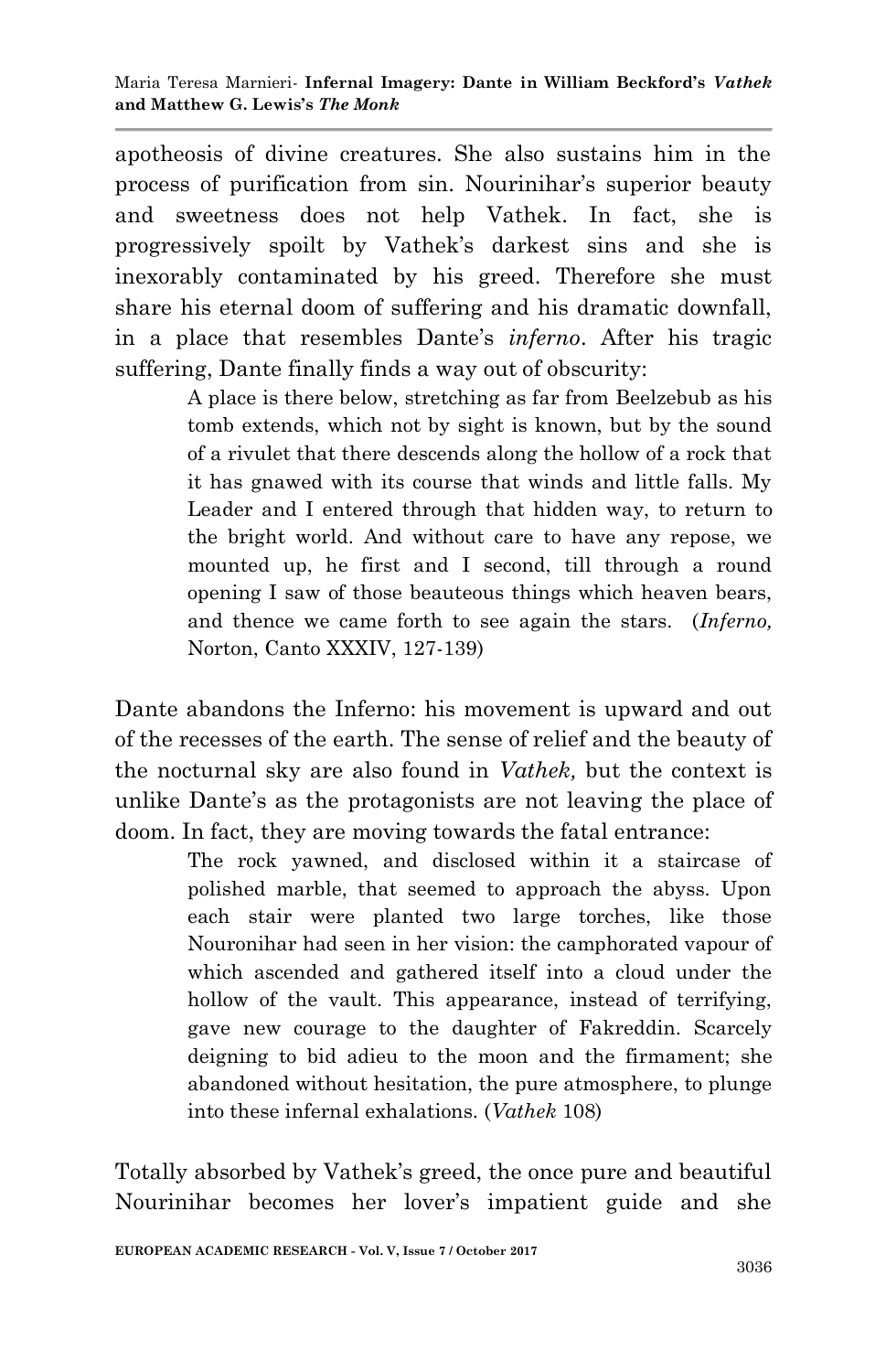apotheosis of divine creatures. She also sustains him in the process of purification from sin. Nourinihar's superior beauty and sweetness does not help Vathek. In fact, she is progressively spoilt by Vathek's darkest sins and she is inexorably contaminated by his greed. Therefore she must share his eternal doom of suffering and his dramatic downfall, in a place that resembles Dante's *inferno*. After his tragic suffering, Dante finally finds a way out of obscurity:

> A place is there below, stretching as far from Beelzebub as his tomb extends, which not by sight is known, but by the sound of a rivulet that there descends along the hollow of a rock that it has gnawed with its course that winds and little falls. My Leader and I entered through that hidden way, to return to the bright world. And without care to have any repose, we mounted up, he first and I second, till through a round opening I saw of those beauteous things which heaven bears, and thence we came forth to see again the stars. (*Inferno,* Norton, Canto XXXIV, 127-139)

Dante abandons the Inferno: his movement is upward and out of the recesses of the earth. The sense of relief and the beauty of the nocturnal sky are also found in *Vathek,* but the context is unlike Dante's as the protagonists are not leaving the place of doom. In fact, they are moving towards the fatal entrance:

> The rock yawned, and disclosed within it a staircase of polished marble, that seemed to approach the abyss. Upon each stair were planted two large torches, like those Nouronihar had seen in her vision: the camphorated vapour of which ascended and gathered itself into a cloud under the hollow of the vault. This appearance, instead of terrifying, gave new courage to the daughter of Fakreddin. Scarcely deigning to bid adieu to the moon and the firmament; she abandoned without hesitation, the pure atmosphere, to plunge into these infernal exhalations. (*Vathek* 108)

Totally absorbed by Vathek's greed, the once pure and beautiful Nourinihar becomes her lover's impatient guide and she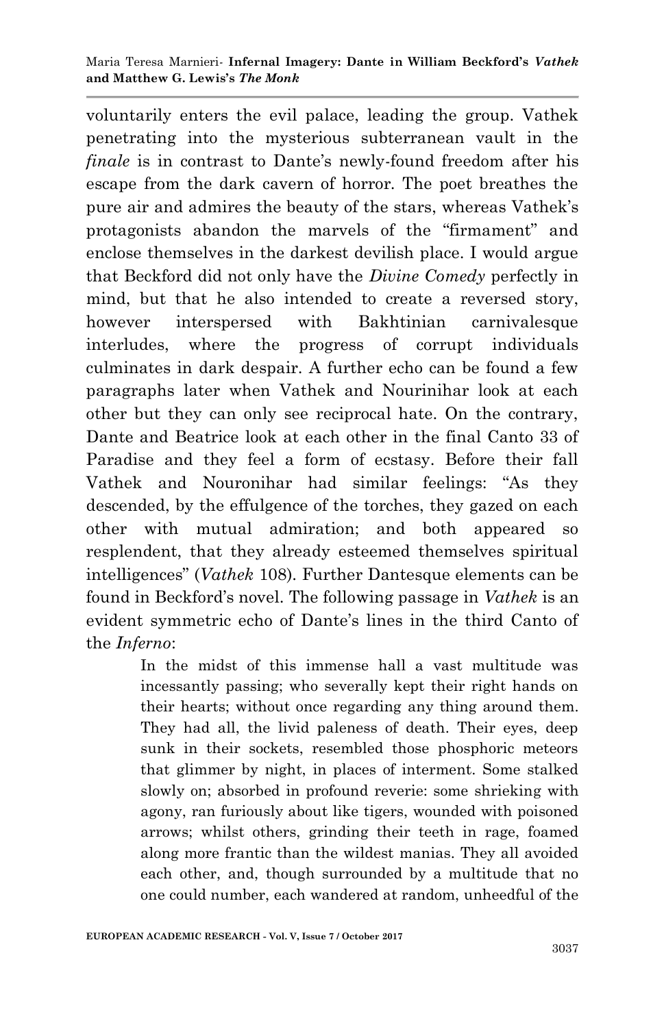voluntarily enters the evil palace, leading the group. Vathek penetrating into the mysterious subterranean vault in the *finale* is in contrast to Dante's newly-found freedom after his escape from the dark cavern of horror. The poet breathes the pure air and admires the beauty of the stars, whereas Vathek's protagonists abandon the marvels of the "firmament" and enclose themselves in the darkest devilish place. I would argue that Beckford did not only have the *Divine Comedy* perfectly in mind, but that he also intended to create a reversed story, however interspersed with Bakhtinian carnivalesque interludes, where the progress of corrupt individuals culminates in dark despair. A further echo can be found a few paragraphs later when Vathek and Nourinihar look at each other but they can only see reciprocal hate. On the contrary, Dante and Beatrice look at each other in the final Canto 33 of Paradise and they feel a form of ecstasy. Before their fall Vathek and Nouronihar had similar feelings: "As they descended, by the effulgence of the torches, they gazed on each other with mutual admiration; and both appeared so resplendent, that they already esteemed themselves spiritual intelligences" (*Vathek* 108). Further Dantesque elements can be found in Beckford's novel. The following passage in *Vathek* is an evident symmetric echo of Dante's lines in the third Canto of the *Inferno*:

> In the midst of this immense hall a vast multitude was incessantly passing; who severally kept their right hands on their hearts; without once regarding any thing around them. They had all, the livid paleness of death. Their eyes, deep sunk in their sockets, resembled those phosphoric meteors that glimmer by night, in places of interment. Some stalked slowly on; absorbed in profound reverie: some shrieking with agony, ran furiously about like tigers, wounded with poisoned arrows; whilst others, grinding their teeth in rage, foamed along more frantic than the wildest manias. They all avoided each other, and, though surrounded by a multitude that no one could number, each wandered at random, unheedful of the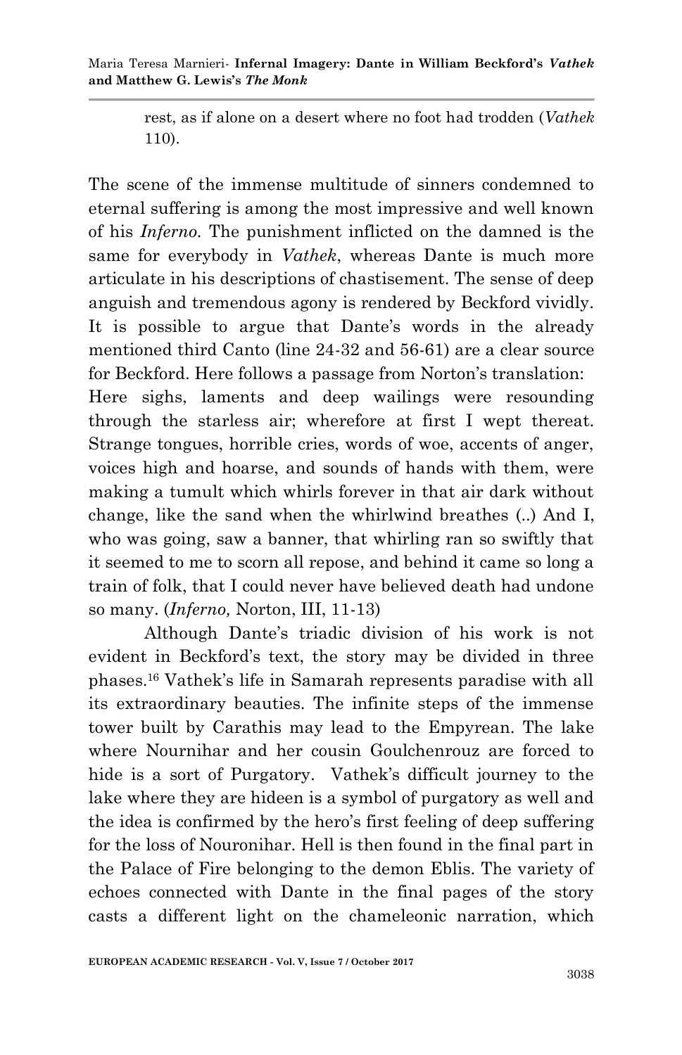rest, as if alone on a desert where no foot had trodden (*Vathek* 110).

The scene of the immense multitude of sinners condemned to eternal suffering is among the most impressive and well known of his *Inferno.* The punishment inflicted on the damned is the same for everybody in *Vathek*, whereas Dante is much more articulate in his descriptions of chastisement. The sense of deep anguish and tremendous agony is rendered by Beckford vividly. It is possible to argue that Dante's words in the already mentioned third Canto (line 24-32 and 56-61) are a clear source for Beckford. Here follows a passage from Norton's translation:

Here sighs, laments and deep wailings were resounding through the starless air; wherefore at first I wept thereat. Strange tongues, horrible cries, words of woe, accents of anger, voices high and hoarse, and sounds of hands with them, were making a tumult which whirls forever in that air dark without change, like the sand when the whirlwind breathes (..) And I, who was going, saw a banner, that whirling ran so swiftly that it seemed to me to scorn all repose, and behind it came so long a train of folk, that I could never have believed death had undone so many. (*Inferno,* Norton, III, 11-13)

Although Dante's triadic division of his work is not evident in Beckford's text, the story may be divided in three phases.[16] Vathek's life in Samarah represents paradise with all its extraordinary beauties. The infinite steps of the immense tower built by Carathis may lead to the Empyrean. The lake where Nournihar and her cousin Goulchenrouz are forced to hide is a sort of Purgatory. Vathek's difficult journey to the lake where they are hideen is a symbol of purgatory as well and the idea is confirmed by the hero's first feeling of deep suffering for the loss of Nouronihar. Hell is then found in the final part in the Palace of Fire belonging to the demon Eblis. The variety of echoes connected with Dante in the final pages of the story casts a different light on the chameleonic narration, which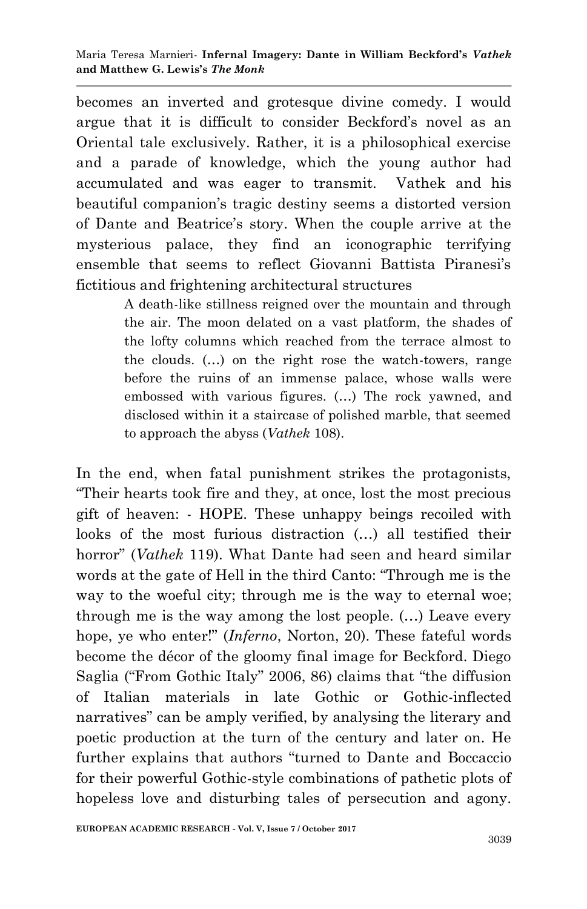becomes an inverted and grotesque divine comedy. I would argue that it is difficult to consider Beckford's novel as an Oriental tale exclusively. Rather, it is a philosophical exercise and a parade of knowledge, which the young author had accumulated and was eager to transmit. Vathek and his beautiful companion's tragic destiny seems a distorted version of Dante and Beatrice's story. When the couple arrive at the mysterious palace, they find an iconographic terrifying ensemble that seems to reflect Giovanni Battista Piranesi's fictitious and frightening architectural structures

> A death-like stillness reigned over the mountain and through the air. The moon delated on a vast platform, the shades of the lofty columns which reached from the terrace almost to the clouds. (…) on the right rose the watch-towers, range before the ruins of an immense palace, whose walls were embossed with various figures. (…) The rock yawned, and disclosed within it a staircase of polished marble, that seemed to approach the abyss (*Vathek* 108).

In the end, when fatal punishment strikes the protagonists, "Their hearts took fire and they, at once, lost the most precious gift of heaven: - HOPE. These unhappy beings recoiled with looks of the most furious distraction (…) all testified their horror" (*Vathek* 119). What Dante had seen and heard similar words at the gate of Hell in the third Canto: "Through me is the way to the woeful city; through me is the way to eternal woe; through me is the way among the lost people. (…) Leave every hope, ye who enter!" (*Inferno*, Norton, 20). These fateful words become the décor of the gloomy final image for Beckford. Diego Saglia ("From Gothic Italy" 2006, 86) claims that "the diffusion of Italian materials in late Gothic or Gothic-inflected narratives" can be amply verified, by analysing the literary and poetic production at the turn of the century and later on. He further explains that authors "turned to Dante and Boccaccio for their powerful Gothic-style combinations of pathetic plots of hopeless love and disturbing tales of persecution and agony.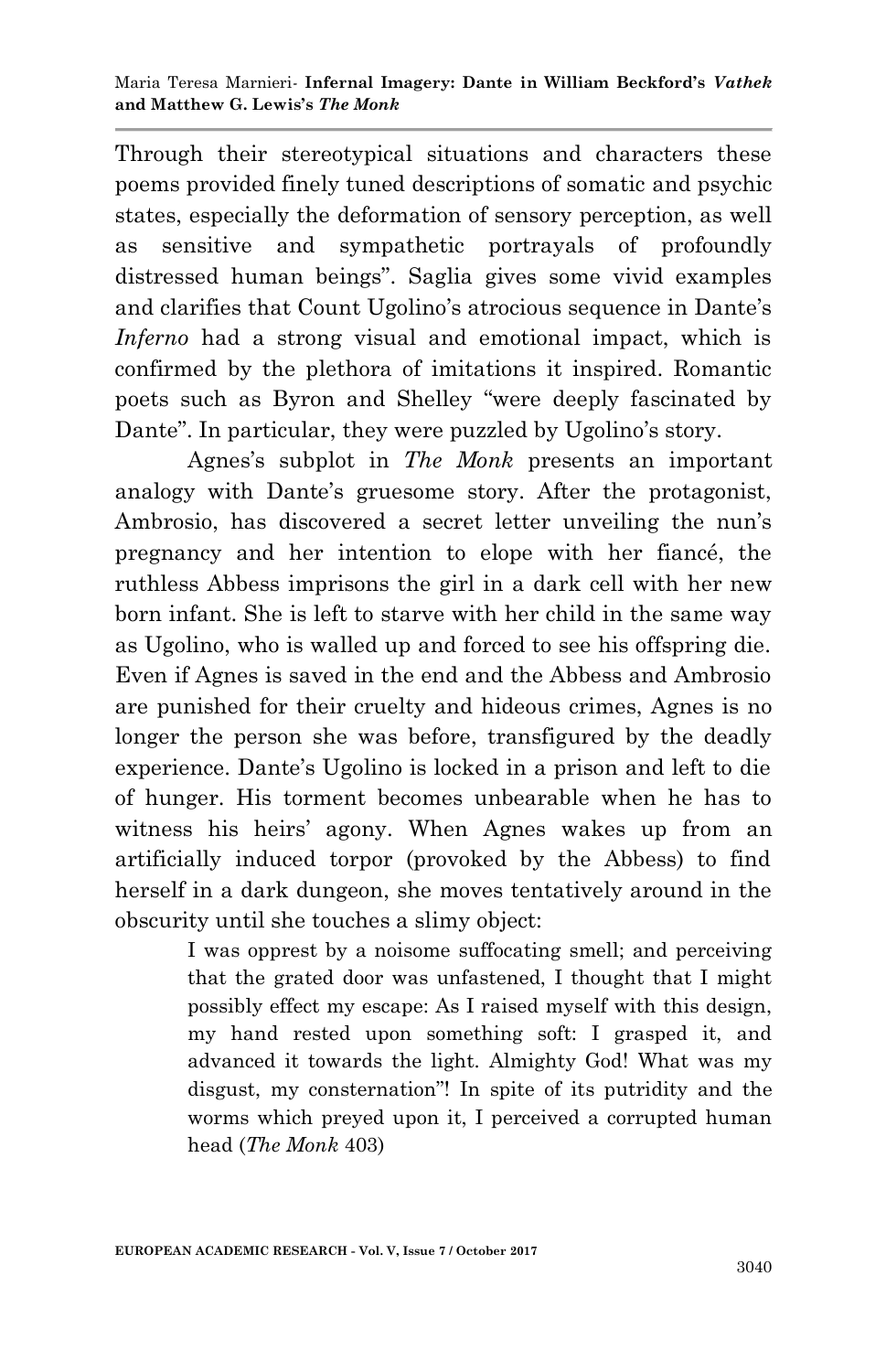Through their stereotypical situations and characters these poems provided finely tuned descriptions of somatic and psychic states, especially the deformation of sensory perception, as well as sensitive and sympathetic portrayals of profoundly distressed human beings". Saglia gives some vivid examples and clarifies that Count Ugolino's atrocious sequence in Dante's *Inferno* had a strong visual and emotional impact, which is confirmed by the plethora of imitations it inspired. Romantic poets such as Byron and Shelley "were deeply fascinated by Dante". In particular, they were puzzled by Ugolino's story.

Agnes's subplot in *The Monk* presents an important analogy with Dante's gruesome story. After the protagonist, Ambrosio, has discovered a secret letter unveiling the nun's pregnancy and her intention to elope with her fiancé, the ruthless Abbess imprisons the girl in a dark cell with her new born infant. She is left to starve with her child in the same way as Ugolino, who is walled up and forced to see his offspring die. Even if Agnes is saved in the end and the Abbess and Ambrosio are punished for their cruelty and hideous crimes, Agnes is no longer the person she was before, transfigured by the deadly experience. Dante's Ugolino is locked in a prison and left to die of hunger. His torment becomes unbearable when he has to witness his heirs' agony. When Agnes wakes up from an artificially induced torpor (provoked by the Abbess) to find herself in a dark dungeon, she moves tentatively around in the obscurity until she touches a slimy object:

> I was opprest by a noisome suffocating smell; and perceiving that the grated door was unfastened, I thought that I might possibly effect my escape: As I raised myself with this design, my hand rested upon something soft: I grasped it, and advanced it towards the light. Almighty God! What was my disgust, my consternation"! In spite of its putridity and the worms which preyed upon it, I perceived a corrupted human head (*The Monk* 403)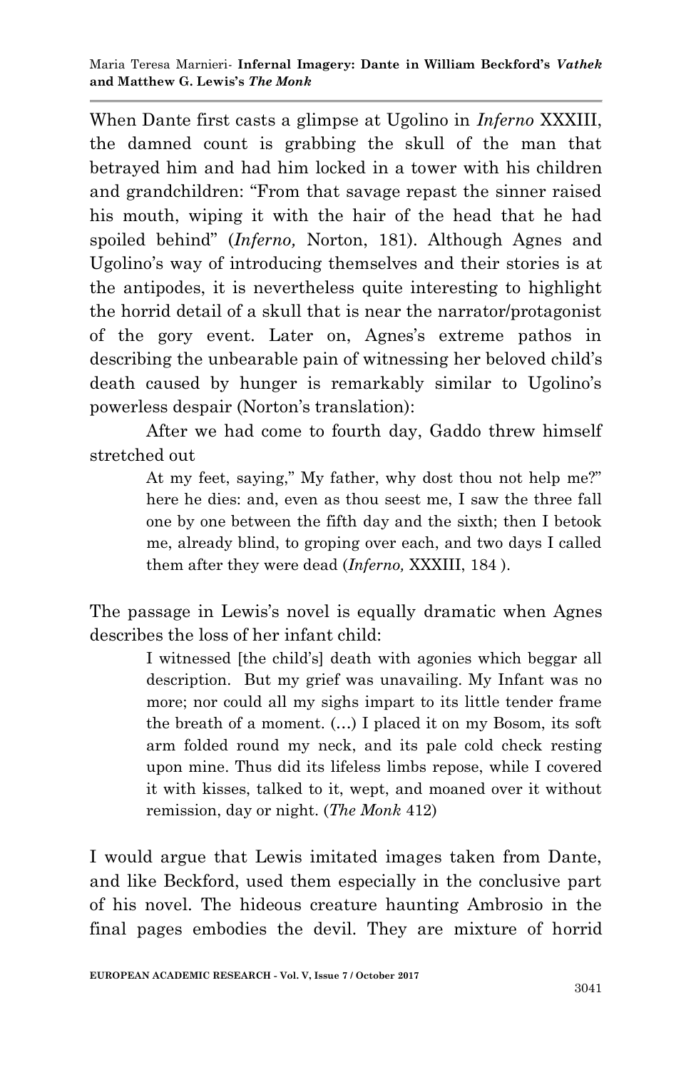When Dante first casts a glimpse at Ugolino in *Inferno* XXXIII, the damned count is grabbing the skull of the man that betrayed him and had him locked in a tower with his children and grandchildren: "From that savage repast the sinner raised his mouth, wiping it with the hair of the head that he had spoiled behind" (*Inferno,* Norton, 181). Although Agnes and Ugolino's way of introducing themselves and their stories is at the antipodes, it is nevertheless quite interesting to highlight the horrid detail of a skull that is near the narrator/protagonist of the gory event. Later on, Agnes's extreme pathos in describing the unbearable pain of witnessing her beloved child's death caused by hunger is remarkably similar to Ugolino's powerless despair (Norton's translation):

After we had come to fourth day, Gaddo threw himself stretched out

> At my feet, saying," My father, why dost thou not help me?" here he dies: and, even as thou seest me, I saw the three fall one by one between the fifth day and the sixth; then I betook me, already blind, to groping over each, and two days I called them after they were dead (*Inferno,* XXXIII, 184 ).

The passage in Lewis's novel is equally dramatic when Agnes describes the loss of her infant child:

> I witnessed [the child's] death with agonies which beggar all description. But my grief was unavailing. My Infant was no more; nor could all my sighs impart to its little tender frame the breath of a moment. (…) I placed it on my Bosom, its soft arm folded round my neck, and its pale cold check resting upon mine. Thus did its lifeless limbs repose, while I covered it with kisses, talked to it, wept, and moaned over it without remission, day or night. (*The Monk* 412)

I would argue that Lewis imitated images taken from Dante, and like Beckford, used them especially in the conclusive part of his novel. The hideous creature haunting Ambrosio in the final pages embodies the devil. They are mixture of horrid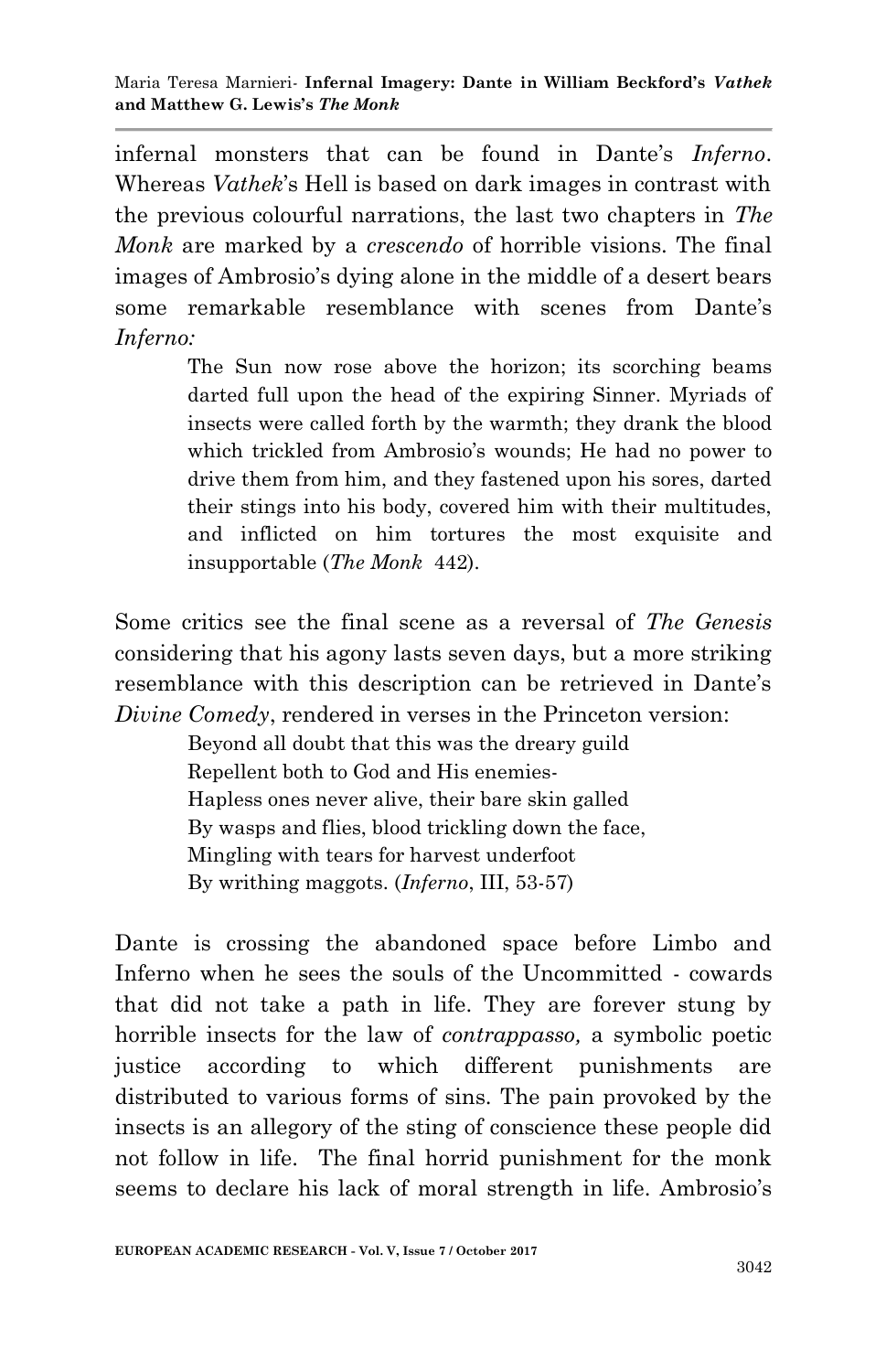infernal monsters that can be found in Dante's *Inferno*. Whereas *Vathek*'s Hell is based on dark images in contrast with the previous colourful narrations, the last two chapters in *The Monk* are marked by a *crescendo* of horrible visions. The final images of Ambrosio's dying alone in the middle of a desert bears some remarkable resemblance with scenes from Dante's *Inferno:*

> The Sun now rose above the horizon; its scorching beams darted full upon the head of the expiring Sinner. Myriads of insects were called forth by the warmth; they drank the blood which trickled from Ambrosio's wounds; He had no power to drive them from him, and they fastened upon his sores, darted their stings into his body, covered him with their multitudes, and inflicted on him tortures the most exquisite and insupportable (*The Monk* 442).

Some critics see the final scene as a reversal of *The Genesis* considering that his agony lasts seven days, but a more striking resemblance with this description can be retrieved in Dante's *Divine Comedy*, rendered in verses in the Princeton version:

> Beyond all doubt that this was the dreary guild
> Repellent both to God and His enemies-
> Hapless ones never alive, their bare skin galled
> By wasps and flies, blood trickling down the face,
> Mingling with tears for harvest underfoot
> By writhing maggots. (*Inferno*, III, 53-57)

Dante is crossing the abandoned space before Limbo and Inferno when he sees the souls of the Uncommitted - cowards that did not take a path in life. They are forever stung by horrible insects for the law of *contrappasso,* a symbolic poetic justice according to which different punishments are distributed to various forms of sins. The pain provoked by the insects is an allegory of the sting of conscience these people did not follow in life. The final horrid punishment for the monk seems to declare his lack of moral strength in life. Ambrosio's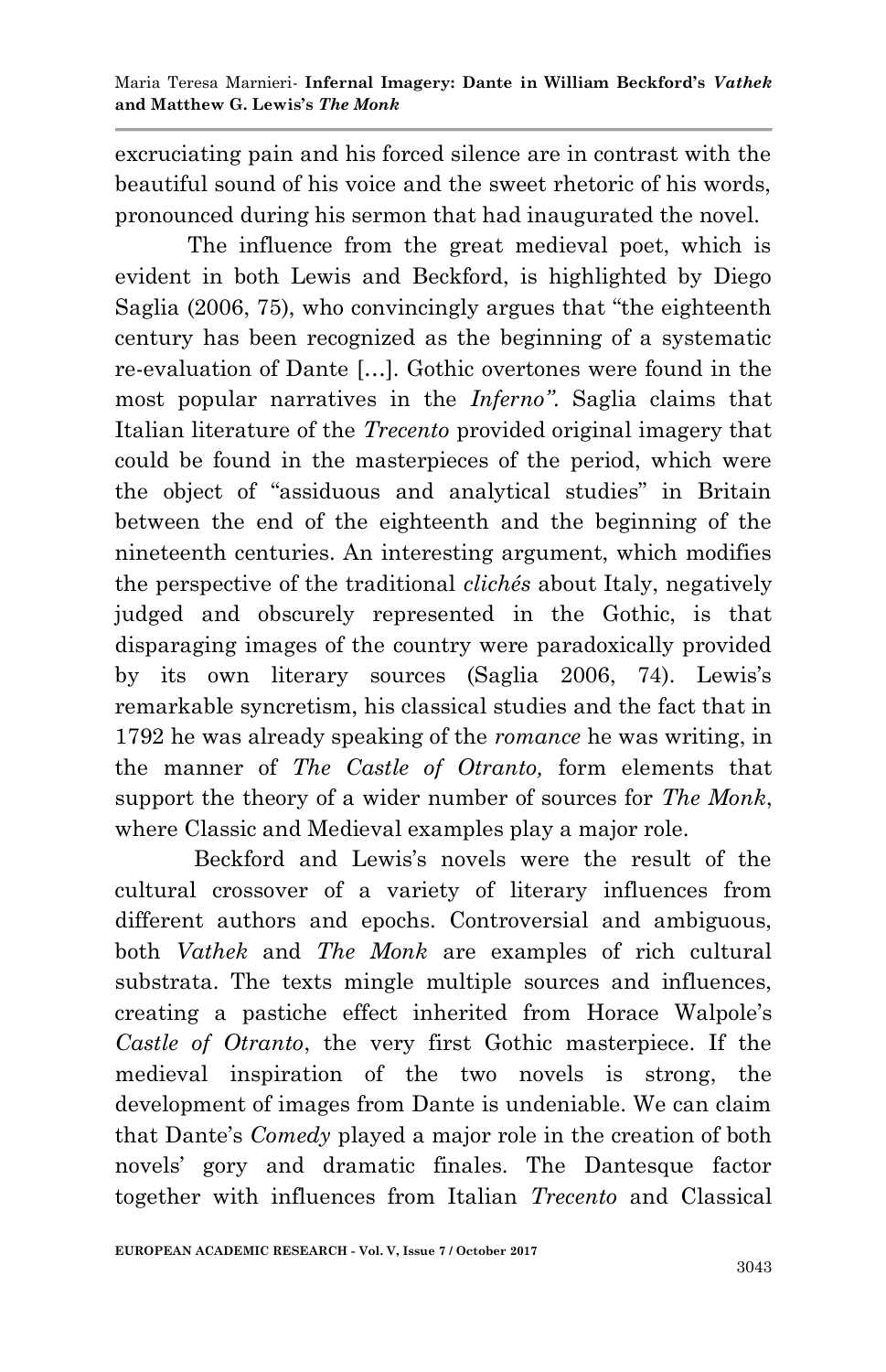excruciating pain and his forced silence are in contrast with the beautiful sound of his voice and the sweet rhetoric of his words, pronounced during his sermon that had inaugurated the novel.

The influence from the great medieval poet, which is evident in both Lewis and Beckford, is highlighted by Diego Saglia (2006, 75), who convincingly argues that "the eighteenth century has been recognized as the beginning of a systematic re-evaluation of Dante […]. Gothic overtones were found in the most popular narratives in the *Inferno"*. Saglia claims that Italian literature of the *Trecento* provided original imagery that could be found in the masterpieces of the period, which were the object of "assiduous and analytical studies" in Britain between the end of the eighteenth and the beginning of the nineteenth centuries. An interesting argument, which modifies the perspective of the traditional *clichés* about Italy, negatively judged and obscurely represented in the Gothic, is that disparaging images of the country were paradoxically provided by its own literary sources (Saglia 2006, 74). Lewis's remarkable syncretism, his classical studies and the fact that in 1792 he was already speaking of the *romance* he was writing, in the manner of *The Castle of Otranto,* form elements that support the theory of a wider number of sources for *The Monk*, where Classic and Medieval examples play a major role.

Beckford and Lewis's novels were the result of the cultural crossover of a variety of literary influences from different authors and epochs. Controversial and ambiguous, both *Vathek* and *The Monk* are examples of rich cultural substrata. The texts mingle multiple sources and influences, creating a pastiche effect inherited from Horace Walpole's *Castle of Otranto*, the very first Gothic masterpiece. If the medieval inspiration of the two novels is strong, the development of images from Dante is undeniable. We can claim that Dante's *Comedy* played a major role in the creation of both novels' gory and dramatic finales. The Dantesque factor together with influences from Italian *Trecento* and Classical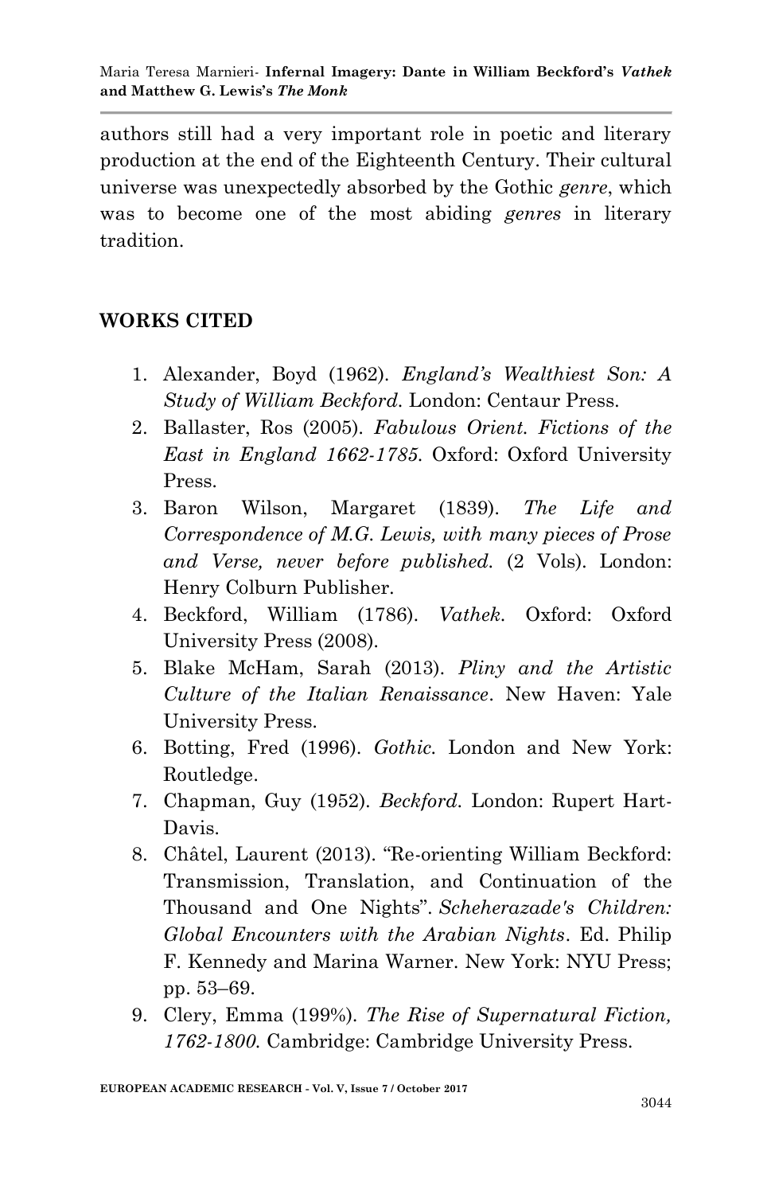authors still had a very important role in poetic and literary production at the end of the Eighteenth Century. Their cultural universe was unexpectedly absorbed by the Gothic *genre*, which was to become one of the most abiding *genres* in literary tradition.

## WORKS CITED

1. Alexander, Boyd (1962). *England's Wealthiest Son: A Study of William Beckford*. London: Centaur Press.
2. Ballaster, Ros (2005). *Fabulous Orient. Fictions of the East in England 1662-1785*. Oxford: Oxford University Press.
3. Baron Wilson, Margaret (1839). *The Life and Correspondence of M.G. Lewis, with many pieces of Prose and Verse, never before published*. (2 Vols). London: Henry Colburn Publisher.
4. Beckford, William (1786). *Vathek*. Oxford: Oxford University Press (2008).
5. Blake McHam, Sarah (2013). *Pliny and the Artistic Culture of the Italian Renaissance*. New Haven: Yale University Press.
6. Botting, Fred (1996). *Gothic*. London and New York: Routledge.
7. Chapman, Guy (1952). *Beckford*. London: Rupert Hart-Davis.
8. Châtel, Laurent (2013). "Re-orienting William Beckford: Transmission, Translation, and Continuation of the Thousand and One Nights". *Scheherazade's Children: Global Encounters with the Arabian Nights*. Ed. Philip F. Kennedy and Marina Warner. New York: NYU Press; pp. 53–69.
9. Clery, Emma (199%). *The Rise of Supernatural Fiction, 1762-1800*. Cambridge: Cambridge University Press.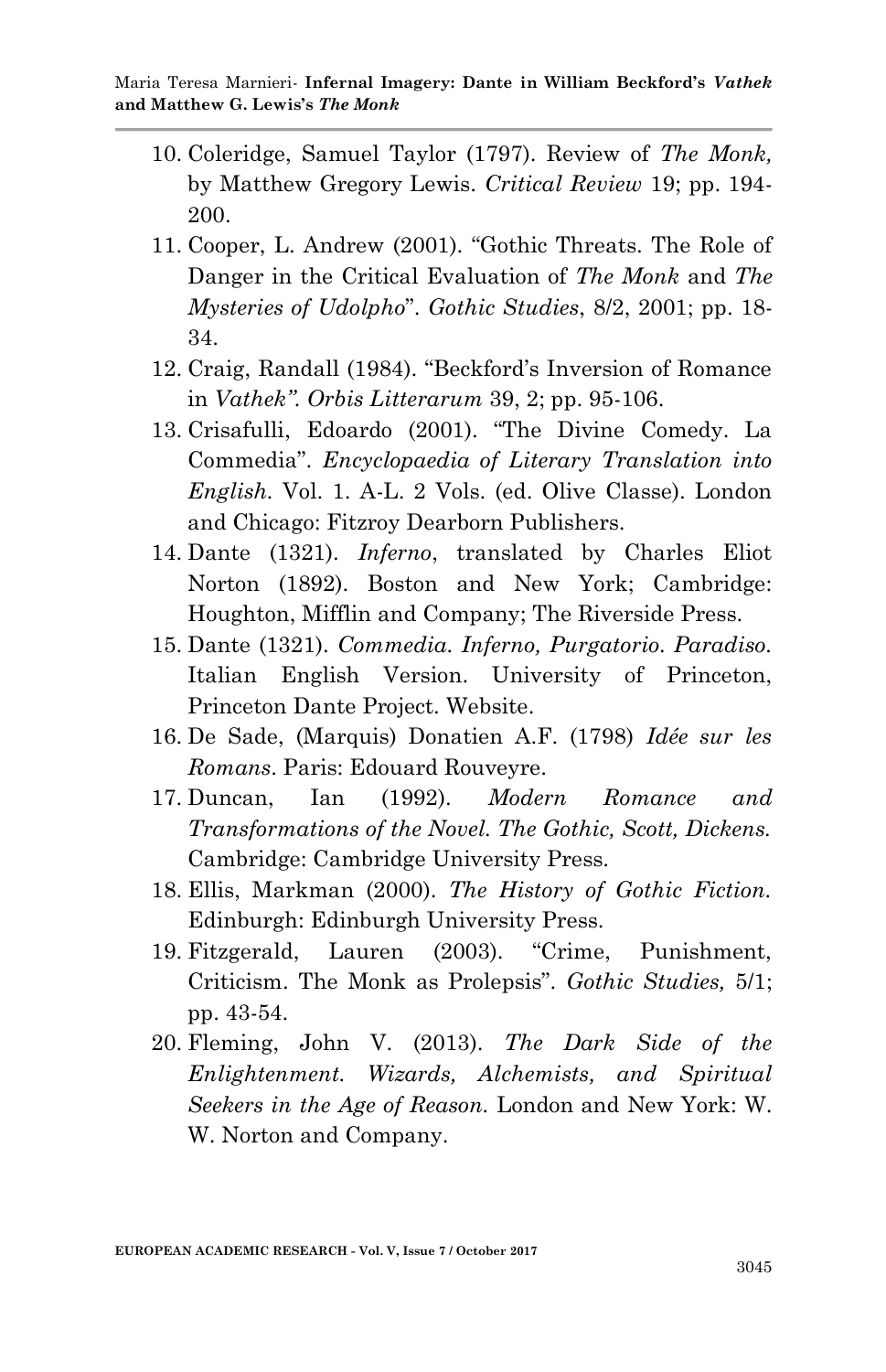10. Coleridge, Samuel Taylor (1797). Review of *The Monk,* by Matthew Gregory Lewis. *Critical Review* 19; pp. 194-200.
11. Cooper, L. Andrew (2001). "Gothic Threats. The Role of Danger in the Critical Evaluation of *The Monk* and *The Mysteries of Udolpho*". *Gothic Studies*, 8/2, 2001; pp. 18-34.
12. Craig, Randall (1984). "Beckford's Inversion of Romance in *Vathek". Orbis Litterarum* 39, 2; pp. 95-106.
13. Crisafulli, Edoardo (2001). "The Divine Comedy. La Commedia". *Encyclopaedia of Literary Translation into English.* Vol. 1. A-L. 2 Vols. (ed. Olive Classe). London and Chicago: Fitzroy Dearborn Publishers.
14. Dante (1321). *Inferno*, translated by Charles Eliot Norton (1892). Boston and New York; Cambridge: Houghton, Mifflin and Company; The Riverside Press.
15. Dante (1321). *Commedia. Inferno, Purgatorio. Paradiso.* Italian English Version. University of Princeton, Princeton Dante Project. Website.
16. De Sade, (Marquis) Donatien A.F. (1798) *Idée sur les Romans*. Paris: Edouard Rouveyre.
17. Duncan, Ian (1992). *Modern Romance and Transformations of the Novel. The Gothic, Scott, Dickens.* Cambridge: Cambridge University Press.
18. Ellis, Markman (2000). *The History of Gothic Fiction.* Edinburgh: Edinburgh University Press.
19. Fitzgerald, Lauren (2003). "Crime, Punishment, Criticism. The Monk as Prolepsis". *Gothic Studies,* 5/1; pp. 43-54.
20. Fleming, John V. (2013). *The Dark Side of the Enlightenment. Wizards, Alchemists, and Spiritual Seekers in the Age of Reason.* London and New York: W. W. Norton and Company.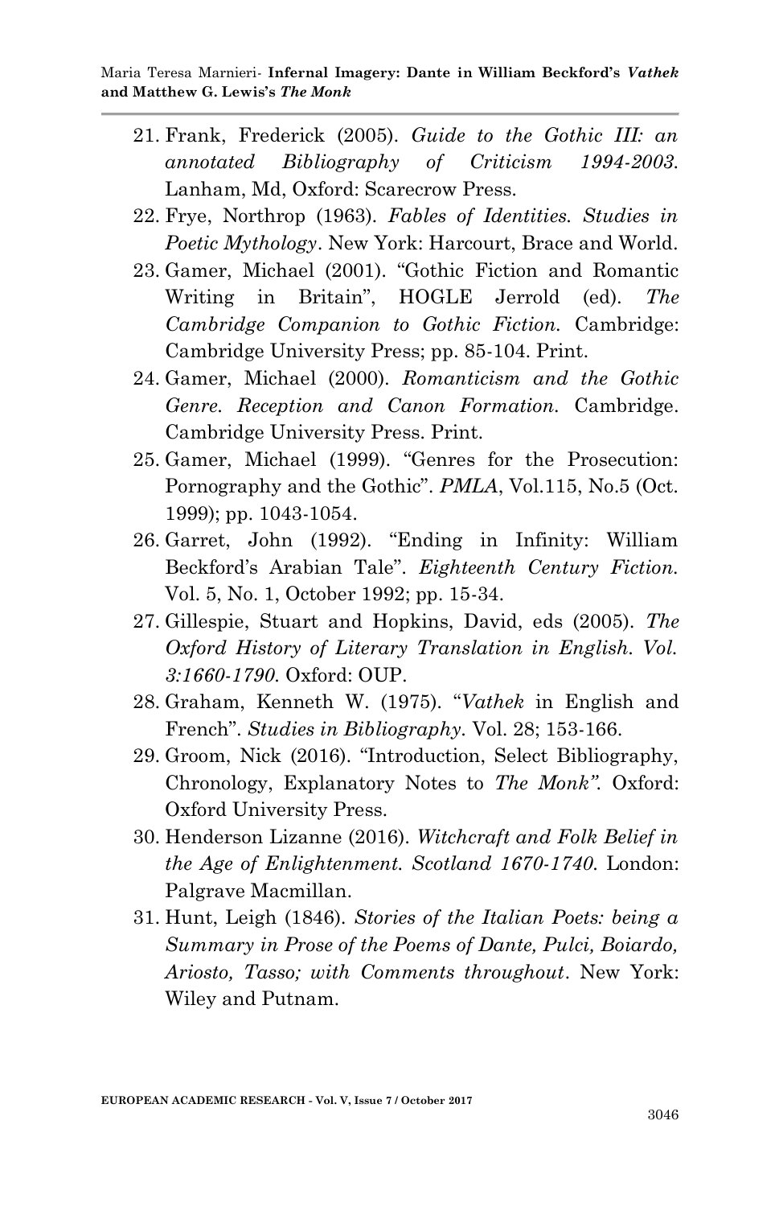21. Frank, Frederick (2005). *Guide to the Gothic III: an annotated Bibliography of Criticism 1994-2003.* Lanham, Md, Oxford: Scarecrow Press.
22. Frye, Northrop (1963). *Fables of Identities. Studies in Poetic Mythology*. New York: Harcourt, Brace and World.
23. Gamer, Michael (2001). "Gothic Fiction and Romantic Writing in Britain", HOGLE Jerrold (ed). *The Cambridge Companion to Gothic Fiction.* Cambridge: Cambridge University Press; pp. 85-104. Print.
24. Gamer, Michael (2000). *Romanticism and the Gothic Genre. Reception and Canon Formation.* Cambridge. Cambridge University Press. Print.
25. Gamer, Michael (1999). "Genres for the Prosecution: Pornography and the Gothic". *PMLA*, Vol.115, No.5 (Oct. 1999); pp. 1043-1054.
26. Garret, John (1992). "Ending in Infinity: William Beckford's Arabian Tale". *Eighteenth Century Fiction.* Vol. 5, No. 1, October 1992; pp. 15-34.
27. Gillespie, Stuart and Hopkins, David, eds (2005). *The Oxford History of Literary Translation in English. Vol. 3:1660-1790.* Oxford: OUP.
28. Graham, Kenneth W. (1975). "*Vathek* in English and French". *Studies in Bibliography.* Vol. 28; 153-166.
29. Groom, Nick (2016). "Introduction, Select Bibliography, Chronology, Explanatory Notes to *The Monk"*. Oxford: Oxford University Press.
30. Henderson Lizanne (2016). *Witchcraft and Folk Belief in the Age of Enlightenment. Scotland 1670-1740.* London: Palgrave Macmillan.
31. Hunt, Leigh (1846). *Stories of the Italian Poets: being a Summary in Prose of the Poems of Dante, Pulci, Boiardo, Ariosto, Tasso; with Comments throughout*. New York: Wiley and Putnam.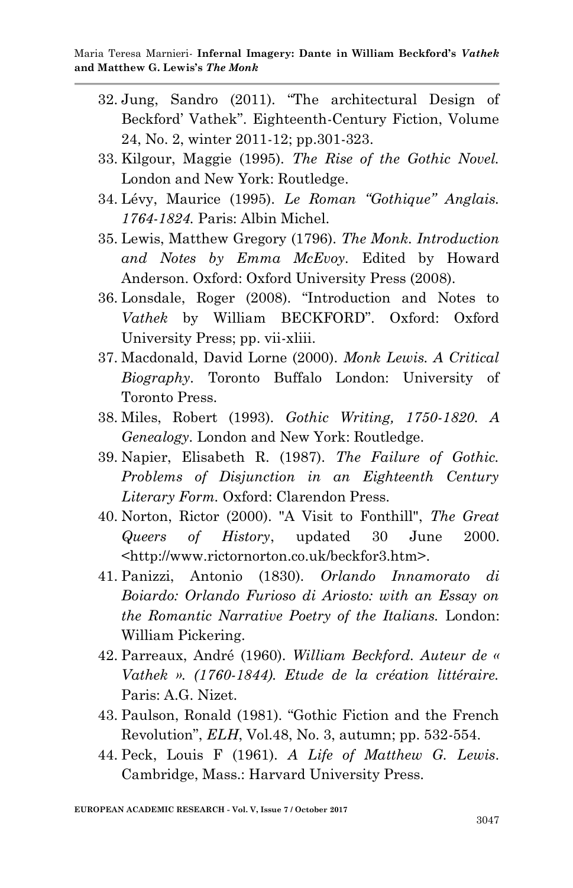32. Jung, Sandro (2011). "The architectural Design of Beckford' Vathek". Eighteenth-Century Fiction, Volume 24, No. 2, winter 2011-12; pp.301-323.
33. Kilgour, Maggie (1995). *The Rise of the Gothic Novel.* London and New York: Routledge.
34. Lévy, Maurice (1995). *Le Roman "Gothique" Anglais. 1764-1824.* Paris: Albin Michel.
35. Lewis, Matthew Gregory (1796). *The Monk. Introduction and Notes by Emma McEvoy*. Edited by Howard Anderson. Oxford: Oxford University Press (2008).
36. Lonsdale, Roger (2008). "Introduction and Notes to *Vathek* by William BECKFORD". Oxford: Oxford University Press; pp. vii-xliii.
37. Macdonald, David Lorne (2000). *Monk Lewis. A Critical Biography*. Toronto Buffalo London: University of Toronto Press.
38. Miles, Robert (1993). *Gothic Writing, 1750-1820. A Genealogy*. London and New York: Routledge.
39. Napier, Elisabeth R. (1987). *The Failure of Gothic. Problems of Disjunction in an Eighteenth Century Literary Form.* Oxford: Clarendon Press.
40. Norton, Rictor (2000). "A Visit to Fonthill", *The Great Queers of History*, updated 30 June 2000. <http://www.rictornorton.co.uk/beckfor3.htm>.
41. Panizzi, Antonio (1830). *Orlando Innamorato di Boiardo: Orlando Furioso di Ariosto: with an Essay on the Romantic Narrative Poetry of the Italians.* London: William Pickering.
42. Parreaux, André (1960). *William Beckford. Auteur de « Vathek ». (1760-1844). Etude de la création littéraire.* Paris: A.G. Nizet.
43. Paulson, Ronald (1981). "Gothic Fiction and the French Revolution", *ELH*, Vol.48, No. 3, autumn; pp. 532-554.
44. Peck, Louis F (1961). *A Life of Matthew G. Lewis*. Cambridge, Mass.: Harvard University Press.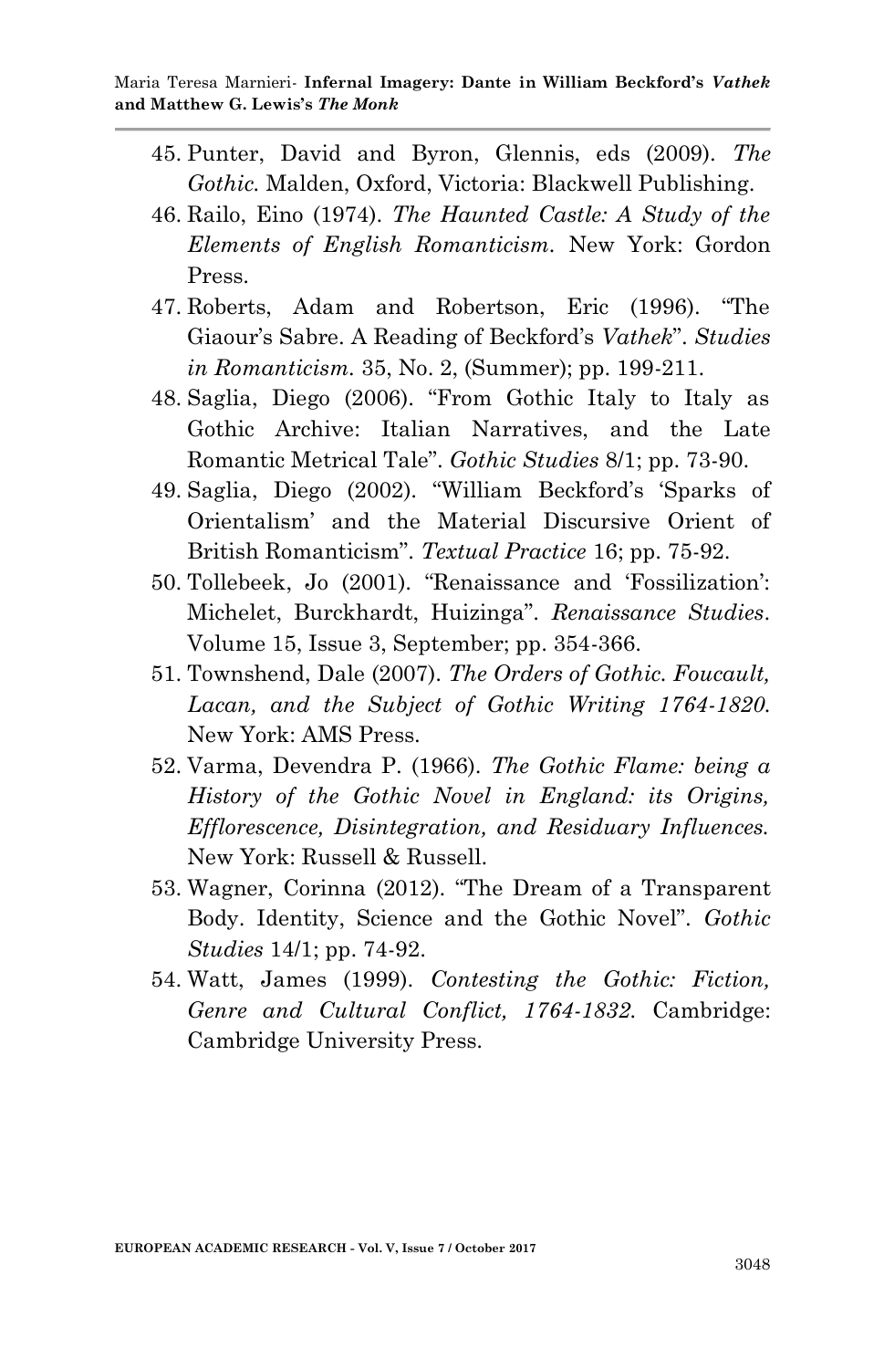45. Punter, David and Byron, Glennis, eds (2009). *The Gothic.* Malden, Oxford, Victoria: Blackwell Publishing.
46. Railo, Eino (1974). *The Haunted Castle: A Study of the Elements of English Romanticism.* New York: Gordon Press.
47. Roberts, Adam and Robertson, Eric (1996). "The Giaour's Sabre. A Reading of Beckford's *Vathek*". *Studies in Romanticism.* 35, No. 2, (Summer); pp. 199-211.
48. Saglia, Diego (2006). "From Gothic Italy to Italy as Gothic Archive: Italian Narratives, and the Late Romantic Metrical Tale". *Gothic Studies* 8/1; pp. 73-90.
49. Saglia, Diego (2002). "William Beckford's 'Sparks of Orientalism' and the Material Discursive Orient of British Romanticism". *Textual Practice* 16; pp. 75-92.
50. Tollebeek, Jo (2001). "Renaissance and 'Fossilization': Michelet, Burckhardt, Huizinga". *Renaissance Studies*. Volume 15, Issue 3, September; pp. 354-366.
51. Townshend, Dale (2007). *The Orders of Gothic. Foucault, Lacan, and the Subject of Gothic Writing 1764-1820.* New York: AMS Press.
52. Varma, Devendra P. (1966). *The Gothic Flame: being a History of the Gothic Novel in England: its Origins, Efflorescence, Disintegration, and Residuary Influences.* New York: Russell & Russell.
53. Wagner, Corinna (2012). "The Dream of a Transparent Body. Identity, Science and the Gothic Novel". *Gothic Studies* 14/1; pp. 74-92.
54. Watt, James (1999). *Contesting the Gothic: Fiction, Genre and Cultural Conflict, 1764-1832.* Cambridge: Cambridge University Press.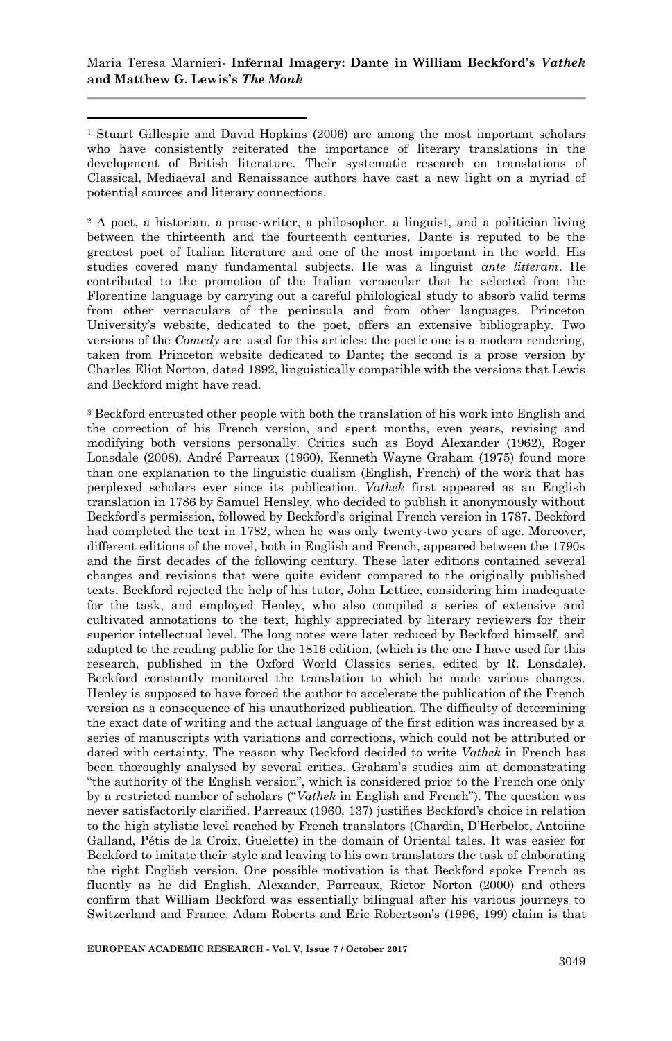[1] Stuart Gillespie and David Hopkins (2006) are among the most important scholars who have consistently reiterated the importance of literary translations in the development of British literature. Their systematic research on translations of Classical, Mediaeval and Renaissance authors have cast a new light on a myriad of potential sources and literary connections.

[2] A poet, a historian, a prose-writer, a philosopher, a linguist, and a politician living between the thirteenth and the fourteenth centuries, Dante is reputed to be the greatest poet of Italian literature and one of the most important in the world. His studies covered many fundamental subjects. He was a linguist *ante litteram*. He contributed to the promotion of the Italian vernacular that he selected from the Florentine language by carrying out a careful philological study to absorb valid terms from other vernaculars of the peninsula and from other languages. Princeton University's website, dedicated to the poet, offers an extensive bibliography. Two versions of the *Comedy* are used for this articles: the poetic one is a modern rendering, taken from Princeton website dedicated to Dante; the second is a prose version by Charles Eliot Norton, dated 1892, linguistically compatible with the versions that Lewis and Beckford might have read.

[3] Beckford entrusted other people with both the translation of his work into English and the correction of his French version, and spent months, even years, revising and modifying both versions personally. Critics such as Boyd Alexander (1962), Roger Lonsdale (2008), André Parreaux (1960), Kenneth Wayne Graham (1975) found more than one explanation to the linguistic dualism (English, French) of the work that has perplexed scholars ever since its publication. *Vathek* first appeared as an English translation in 1786 by Samuel Hensley, who decided to publish it anonymously without Beckford's permission, followed by Beckford's original French version in 1787. Beckford had completed the text in 1782, when he was only twenty-two years of age. Moreover, different editions of the novel, both in English and French, appeared between the 1790s and the first decades of the following century. These later editions contained several changes and revisions that were quite evident compared to the originally published texts. Beckford rejected the help of his tutor, John Lettice, considering him inadequate for the task, and employed Henley, who also compiled a series of extensive and cultivated annotations to the text, highly appreciated by literary reviewers for their superior intellectual level. The long notes were later reduced by Beckford himself, and adapted to the reading public for the 1816 edition, (which is the one I have used for this research, published in the Oxford World Classics series, edited by R. Lonsdale). Beckford constantly monitored the translation to which he made various changes. Henley is supposed to have forced the author to accelerate the publication of the French version as a consequence of his unauthorized publication. The difficulty of determining the exact date of writing and the actual language of the first edition was increased by a series of manuscripts with variations and corrections, which could not be attributed or dated with certainty. The reason why Beckford decided to write *Vathek* in French has been thoroughly analysed by several critics. Graham's studies aim at demonstrating "the authority of the English version", which is considered prior to the French one only by a restricted number of scholars ("*Vathek* in English and French"). The question was never satisfactorily clarified. Parreaux (1960, 137) justifies Beckford's choice in relation to the high stylistic level reached by French translators (Chardin, D'Herbelot, Antoiine Galland, Pétis de la Croix, Guelette) in the domain of Oriental tales. It was easier for Beckford to imitate their style and leaving to his own translators the task of elaborating the right English version. One possible motivation is that Beckford spoke French as fluently as he did English. Alexander, Parreaux, Rictor Norton (2000) and others confirm that William Beckford was essentially bilingual after his various journeys to Switzerland and France. Adam Roberts and Eric Robertson's (1996, 199) claim is that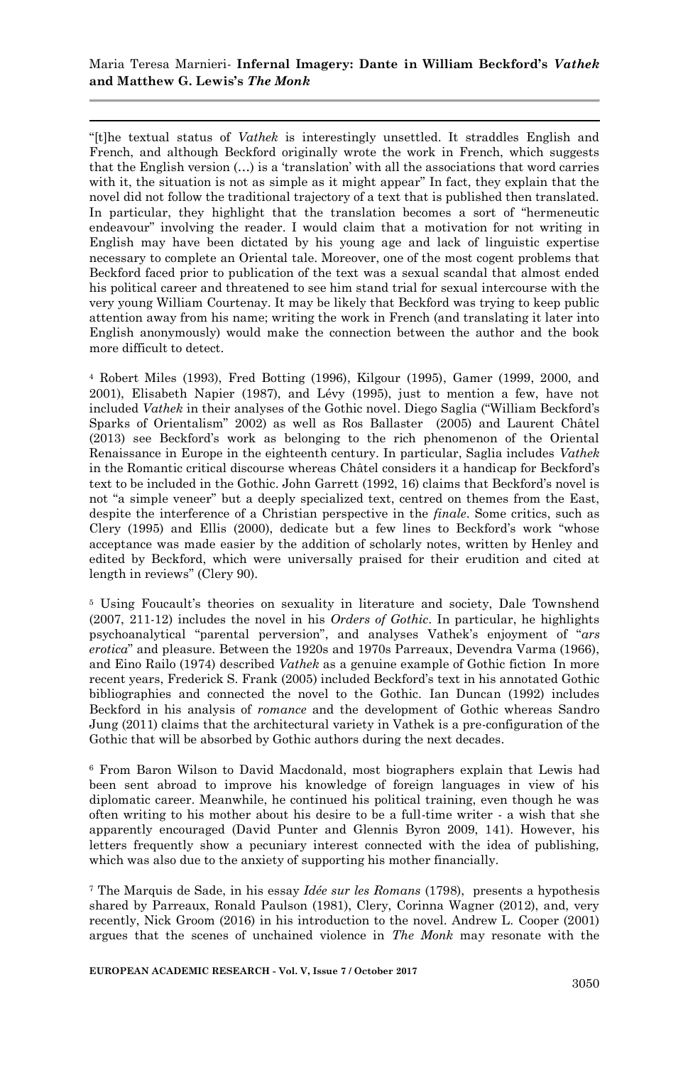"[t]he textual status of *Vathek* is interestingly unsettled. It straddles English and French, and although Beckford originally wrote the work in French, which suggests that the English version (…) is a 'translation' with all the associations that word carries with it, the situation is not as simple as it might appear" In fact, they explain that the novel did not follow the traditional trajectory of a text that is published then translated. In particular, they highlight that the translation becomes a sort of "hermeneutic endeavour" involving the reader. I would claim that a motivation for not writing in English may have been dictated by his young age and lack of linguistic expertise necessary to complete an Oriental tale. Moreover, one of the most cogent problems that Beckford faced prior to publication of the text was a sexual scandal that almost ended his political career and threatened to see him stand trial for sexual intercourse with the very young William Courtenay. It may be likely that Beckford was trying to keep public attention away from his name; writing the work in French (and translating it later into English anonymously) would make the connection between the author and the book more difficult to detect.

[4] Robert Miles (1993), Fred Botting (1996), Kilgour (1995), Gamer (1999, 2000, and 2001), Elisabeth Napier (1987), and Lévy (1995), just to mention a few, have not included *Vathek* in their analyses of the Gothic novel. Diego Saglia ("William Beckford's Sparks of Orientalism" 2002) as well as Ros Ballaster (2005) and Laurent Châtel (2013) see Beckford's work as belonging to the rich phenomenon of the Oriental Renaissance in Europe in the eighteenth century. In particular, Saglia includes *Vathek* in the Romantic critical discourse whereas Châtel considers it a handicap for Beckford's text to be included in the Gothic. John Garrett (1992, 16) claims that Beckford's novel is not "a simple veneer" but a deeply specialized text, centred on themes from the East, despite the interference of a Christian perspective in the *finale*. Some critics, such as Clery (1995) and Ellis (2000), dedicate but a few lines to Beckford's work "whose acceptance was made easier by the addition of scholarly notes, written by Henley and edited by Beckford, which were universally praised for their erudition and cited at length in reviews" (Clery 90).

[5] Using Foucault's theories on sexuality in literature and society, Dale Townshend (2007, 211-12) includes the novel in his *Orders of Gothic*. In particular, he highlights psychoanalytical "parental perversion", and analyses Vathek's enjoyment of "*ars erotica*" and pleasure. Between the 1920s and 1970s Parreaux, Devendra Varma (1966), and Eino Railo (1974) described *Vathek* as a genuine example of Gothic fiction In more recent years, Frederick S. Frank (2005) included Beckford's text in his annotated Gothic bibliographies and connected the novel to the Gothic. Ian Duncan (1992) includes Beckford in his analysis of *romance* and the development of Gothic whereas Sandro Jung (2011) claims that the architectural variety in Vathek is a pre-configuration of the Gothic that will be absorbed by Gothic authors during the next decades.

[6] From Baron Wilson to David Macdonald, most biographers explain that Lewis had been sent abroad to improve his knowledge of foreign languages in view of his diplomatic career. Meanwhile, he continued his political training, even though he was often writing to his mother about his desire to be a full-time writer - a wish that she apparently encouraged (David Punter and Glennis Byron 2009, 141). However, his letters frequently show a pecuniary interest connected with the idea of publishing, which was also due to the anxiety of supporting his mother financially.

[7] The Marquis de Sade, in his essay *Idée sur les Romans* (1798), presents a hypothesis shared by Parreaux, Ronald Paulson (1981), Clery, Corinna Wagner (2012), and, very recently, Nick Groom (2016) in his introduction to the novel. Andrew L. Cooper (2001) argues that the scenes of unchained violence in *The Monk* may resonate with the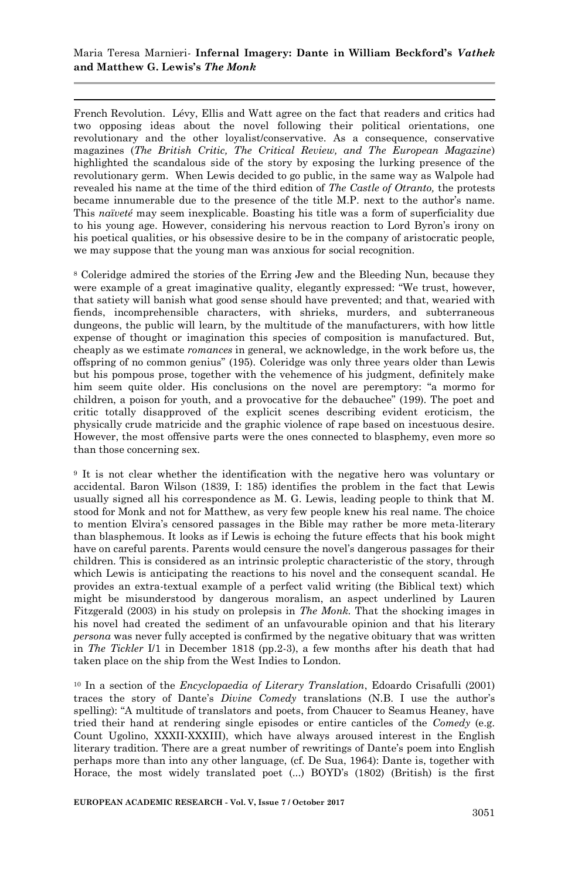French Revolution. Lévy, Ellis and Watt agree on the fact that readers and critics had two opposing ideas about the novel following their political orientations, one revolutionary and the other loyalist/conservative. As a consequence, conservative magazines (*The British Critic, The Critical Review, and The European Magazine*) highlighted the scandalous side of the story by exposing the lurking presence of the revolutionary germ. When Lewis decided to go public, in the same way as Walpole had revealed his name at the time of the third edition of *The Castle of Otranto,* the protests became innumerable due to the presence of the title M.P. next to the author's name. This *naïveté* may seem inexplicable. Boasting his title was a form of superficiality due to his young age. However, considering his nervous reaction to Lord Byron's irony on his poetical qualities, or his obsessive desire to be in the company of aristocratic people, we may suppose that the young man was anxious for social recognition.

[8] Coleridge admired the stories of the Erring Jew and the Bleeding Nun, because they were example of a great imaginative quality, elegantly expressed: "We trust, however, that satiety will banish what good sense should have prevented; and that, wearied with fiends, incomprehensible characters, with shrieks, murders, and subterraneous dungeons, the public will learn, by the multitude of the manufacturers, with how little expense of thought or imagination this species of composition is manufactured. But, cheaply as we estimate *romances* in general, we acknowledge, in the work before us, the offspring of no common genius" (195). Coleridge was only three years older than Lewis but his pompous prose, together with the vehemence of his judgment, definitely make him seem quite older. His conclusions on the novel are peremptory: "a mormo for children, a poison for youth, and a provocative for the debauchee" (199). The poet and critic totally disapproved of the explicit scenes describing evident eroticism, the physically crude matricide and the graphic violence of rape based on incestuous desire. However, the most offensive parts were the ones connected to blasphemy, even more so than those concerning sex.

[9] It is not clear whether the identification with the negative hero was voluntary or accidental. Baron Wilson (1839, I: 185) identifies the problem in the fact that Lewis usually signed all his correspondence as M. G. Lewis, leading people to think that M. stood for Monk and not for Matthew, as very few people knew his real name. The choice to mention Elvira's censored passages in the Bible may rather be more meta-literary than blasphemous. It looks as if Lewis is echoing the future effects that his book might have on careful parents. Parents would censure the novel's dangerous passages for their children. This is considered as an intrinsic proleptic characteristic of the story, through which Lewis is anticipating the reactions to his novel and the consequent scandal. He provides an extra-textual example of a perfect valid writing (the Biblical text) which might be misunderstood by dangerous moralism, an aspect underlined by Lauren Fitzgerald (2003) in his study on prolepsis in *The Monk.* That the shocking images in his novel had created the sediment of an unfavourable opinion and that his literary *persona* was never fully accepted is confirmed by the negative obituary that was written in *The Tickler* I/1 in December 1818 (pp.2-3), a few months after his death that had taken place on the ship from the West Indies to London.

[10] In a section of the *Encyclopaedia of Literary Translation*, Edoardo Crisafulli (2001) traces the story of Dante's *Divine Comedy* translations (N.B. I use the author's spelling): "A multitude of translators and poets, from Chaucer to Seamus Heaney, have tried their hand at rendering single episodes or entire canticles of the *Comedy* (e.g. Count Ugolino, XXXII-XXXIII), which have always aroused interest in the English literary tradition. There are a great number of rewritings of Dante's poem into English perhaps more than into any other language, (cf. De Sua, 1964): Dante is, together with Horace, the most widely translated poet (...) BOYD's (1802) (British) is the first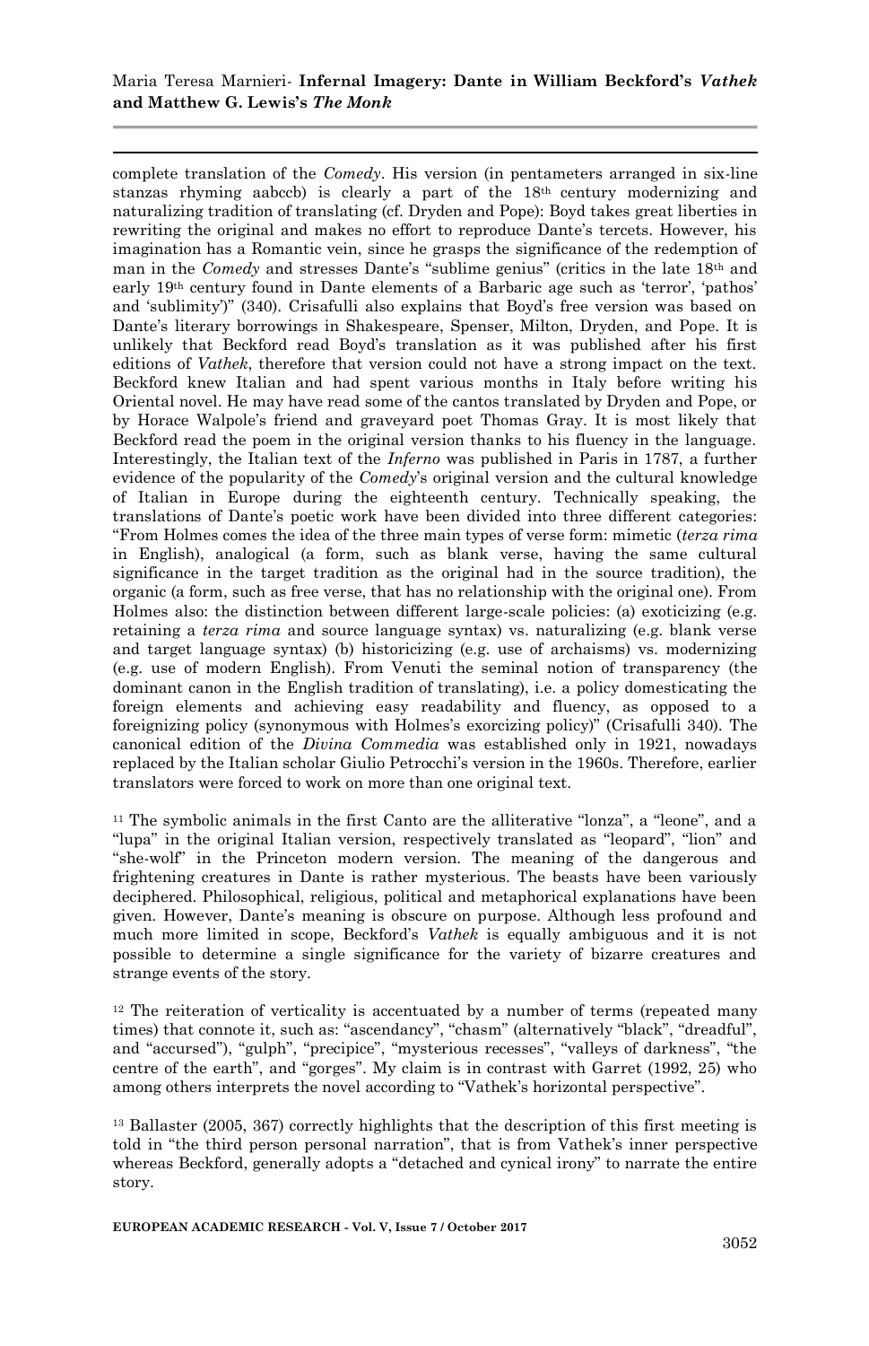complete translation of the *Comedy*. His version (in pentameters arranged in six-line stanzas rhyming aabccb) is clearly a part of the 18th century modernizing and naturalizing tradition of translating (cf. Dryden and Pope): Boyd takes great liberties in rewriting the original and makes no effort to reproduce Dante's tercets. However, his imagination has a Romantic vein, since he grasps the significance of the redemption of man in the *Comedy* and stresses Dante's "sublime genius" (critics in the late 18th and early 19th century found in Dante elements of a Barbaric age such as 'terror', 'pathos' and 'sublimity')" (340). Crisafulli also explains that Boyd's free version was based on Dante's literary borrowings in Shakespeare, Spenser, Milton, Dryden, and Pope. It is unlikely that Beckford read Boyd's translation as it was published after his first editions of *Vathek*, therefore that version could not have a strong impact on the text. Beckford knew Italian and had spent various months in Italy before writing his Oriental novel. He may have read some of the cantos translated by Dryden and Pope, or by Horace Walpole's friend and graveyard poet Thomas Gray. It is most likely that Beckford read the poem in the original version thanks to his fluency in the language. Interestingly, the Italian text of the *Inferno* was published in Paris in 1787, a further evidence of the popularity of the *Comedy*'s original version and the cultural knowledge of Italian in Europe during the eighteenth century. Technically speaking, the translations of Dante's poetic work have been divided into three different categories: "From Holmes comes the idea of the three main types of verse form: mimetic (*terza rima* in English), analogical (a form, such as blank verse, having the same cultural significance in the target tradition as the original had in the source tradition), the organic (a form, such as free verse, that has no relationship with the original one). From Holmes also: the distinction between different large-scale policies: (a) exoticizing (e.g. retaining a *terza rima* and source language syntax) vs. naturalizing (e.g. blank verse and target language syntax) (b) historicizing (e.g. use of archaisms) vs. modernizing (e.g. use of modern English). From Venuti the seminal notion of transparency (the dominant canon in the English tradition of translating), i.e. a policy domesticating the foreign elements and achieving easy readability and fluency, as opposed to a foreignizing policy (synonymous with Holmes's exorcizing policy)" (Crisafulli 340). The canonical edition of the *Divina Commedia* was established only in 1921, nowadays replaced by the Italian scholar Giulio Petrocchi's version in the 1960s. Therefore, earlier translators were forced to work on more than one original text.

[11] The symbolic animals in the first Canto are the alliterative "lonza", a "leone", and a "lupa" in the original Italian version, respectively translated as "leopard", "lion" and "she-wolf" in the Princeton modern version. The meaning of the dangerous and frightening creatures in Dante is rather mysterious. The beasts have been variously deciphered. Philosophical, religious, political and metaphorical explanations have been given. However, Dante's meaning is obscure on purpose. Although less profound and much more limited in scope, Beckford's *Vathek* is equally ambiguous and it is not possible to determine a single significance for the variety of bizarre creatures and strange events of the story.

[12] The reiteration of verticality is accentuated by a number of terms (repeated many times) that connote it, such as: "ascendancy", "chasm" (alternatively "black", "dreadful", and "accursed"), "gulph", "precipice", "mysterious recesses", "valleys of darkness", "the centre of the earth", and "gorges". My claim is in contrast with Garret (1992, 25) who among others interprets the novel according to "Vathek's horizontal perspective".

[13] Ballaster (2005, 367) correctly highlights that the description of this first meeting is told in "the third person personal narration", that is from Vathek's inner perspective whereas Beckford, generally adopts a "detached and cynical irony" to narrate the entire story.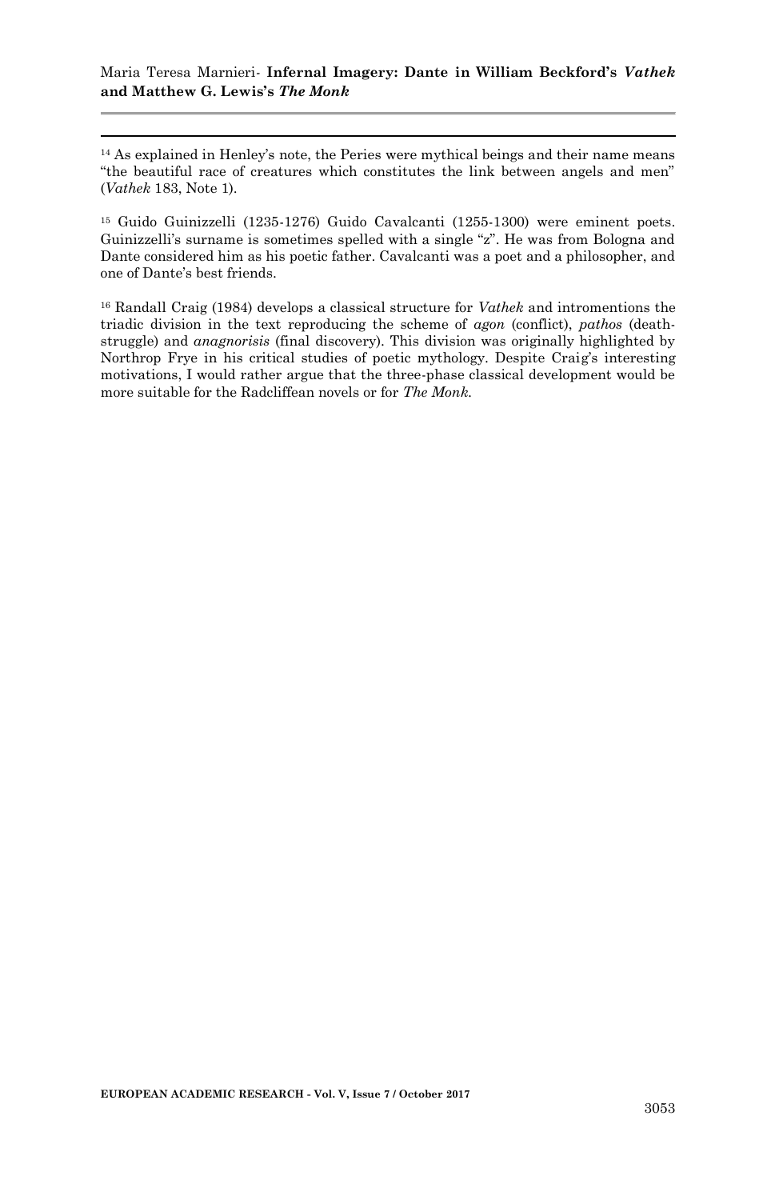[14] As explained in Henley's note, the Peries were mythical beings and their name means "the beautiful race of creatures which constitutes the link between angels and men" (*Vathek* 183, Note 1).

[15] Guido Guinizzelli (1235-1276) Guido Cavalcanti (1255-1300) were eminent poets. Guinizzelli's surname is sometimes spelled with a single "z". He was from Bologna and Dante considered him as his poetic father. Cavalcanti was a poet and a philosopher, and one of Dante's best friends.

[16] Randall Craig (1984) develops a classical structure for *Vathek* and intromentions the triadic division in the text reproducing the scheme of *agon* (conflict), *pathos* (death-struggle) and *anagnorisis* (final discovery). This division was originally highlighted by Northrop Frye in his critical studies of poetic mythology. Despite Craig's interesting motivations, I would rather argue that the three-phase classical development would be more suitable for the Radcliffean novels or for *The Monk*.